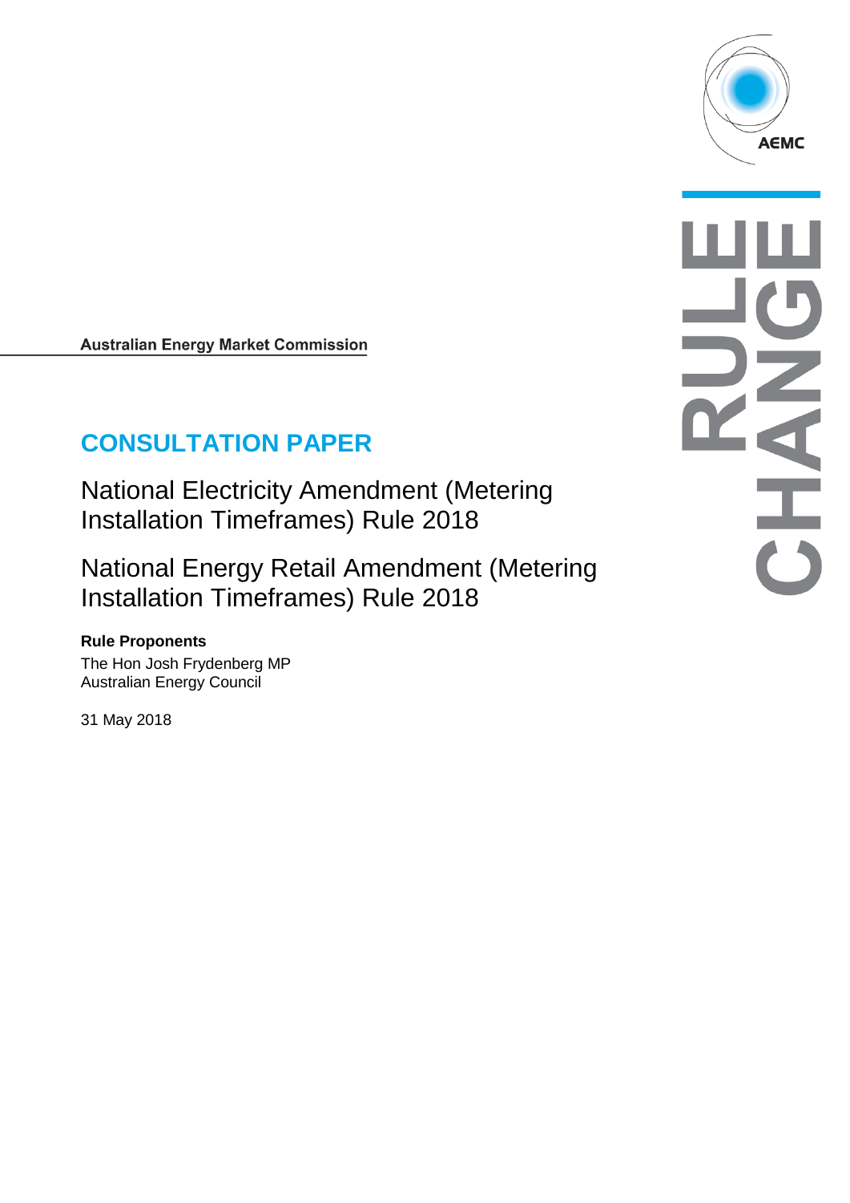Australian Energy Market Commission

# CONSULTATION PAPER

## National Electricity Amendment (Metering Installation Timeframes) Rule 2018

## National Energy Retail Amendment (Metering Installation Timeframes) Rule 2018

**Rule Proponents**

The Hon Josh Frydenberg MP
Australian Energy Council

31 May 2018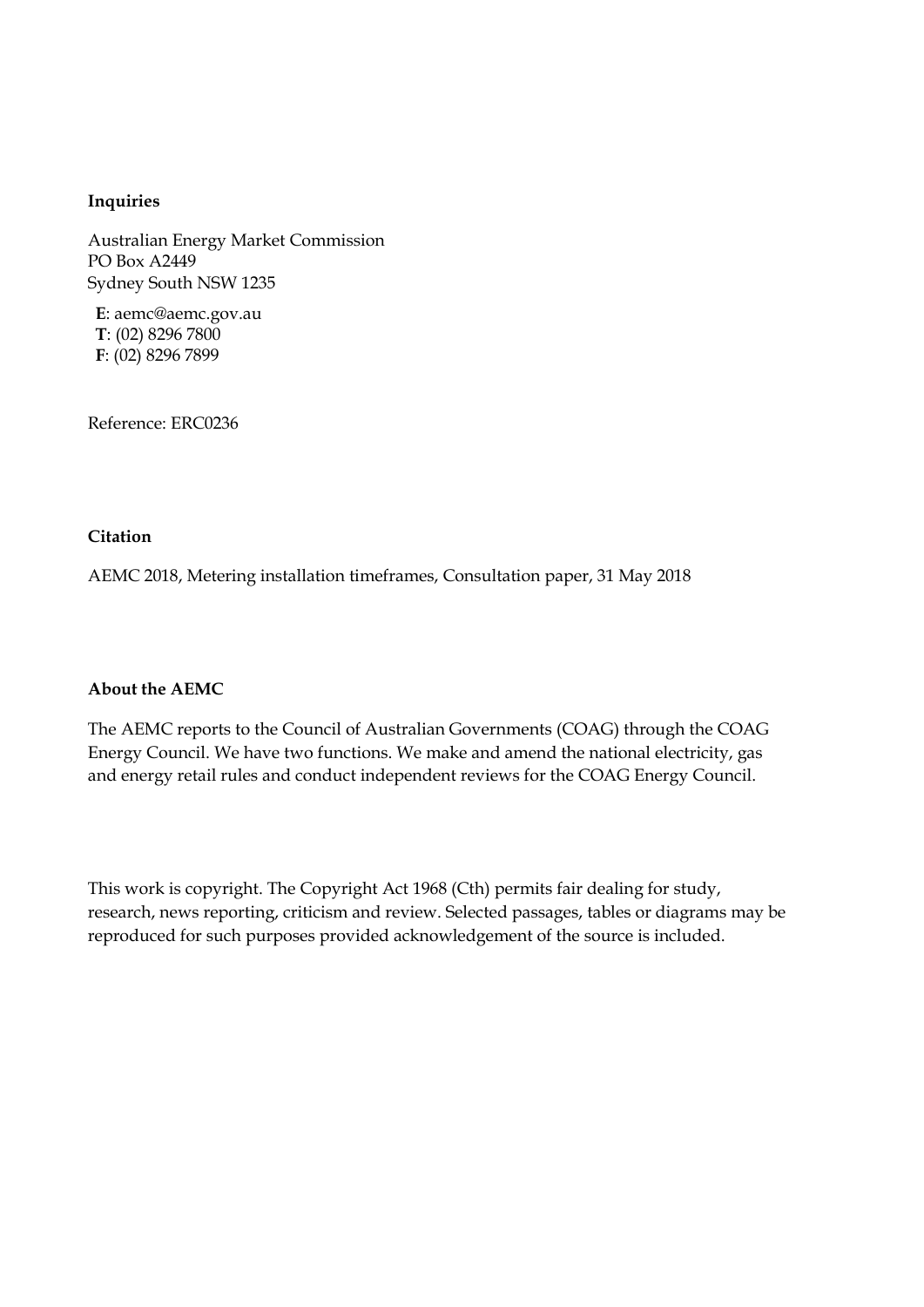**Inquiries**

Australian Energy Market Commission
PO Box A2449
Sydney South NSW 1235

**E**: aemc@aemc.gov.au
**T**: (02) 8296 7800
**F**: (02) 8296 7899

Reference: ERC0236

**Citation**

AEMC 2018, Metering installation timeframes, Consultation paper, 31 May 2018

**About the AEMC**

The AEMC reports to the Council of Australian Governments (COAG) through the COAG Energy Council. We have two functions. We make and amend the national electricity, gas and energy retail rules and conduct independent reviews for the COAG Energy Council.

This work is copyright. The Copyright Act 1968 (Cth) permits fair dealing for study, research, news reporting, criticism and review. Selected passages, tables or diagrams may be reproduced for such purposes provided acknowledgement of the source is included.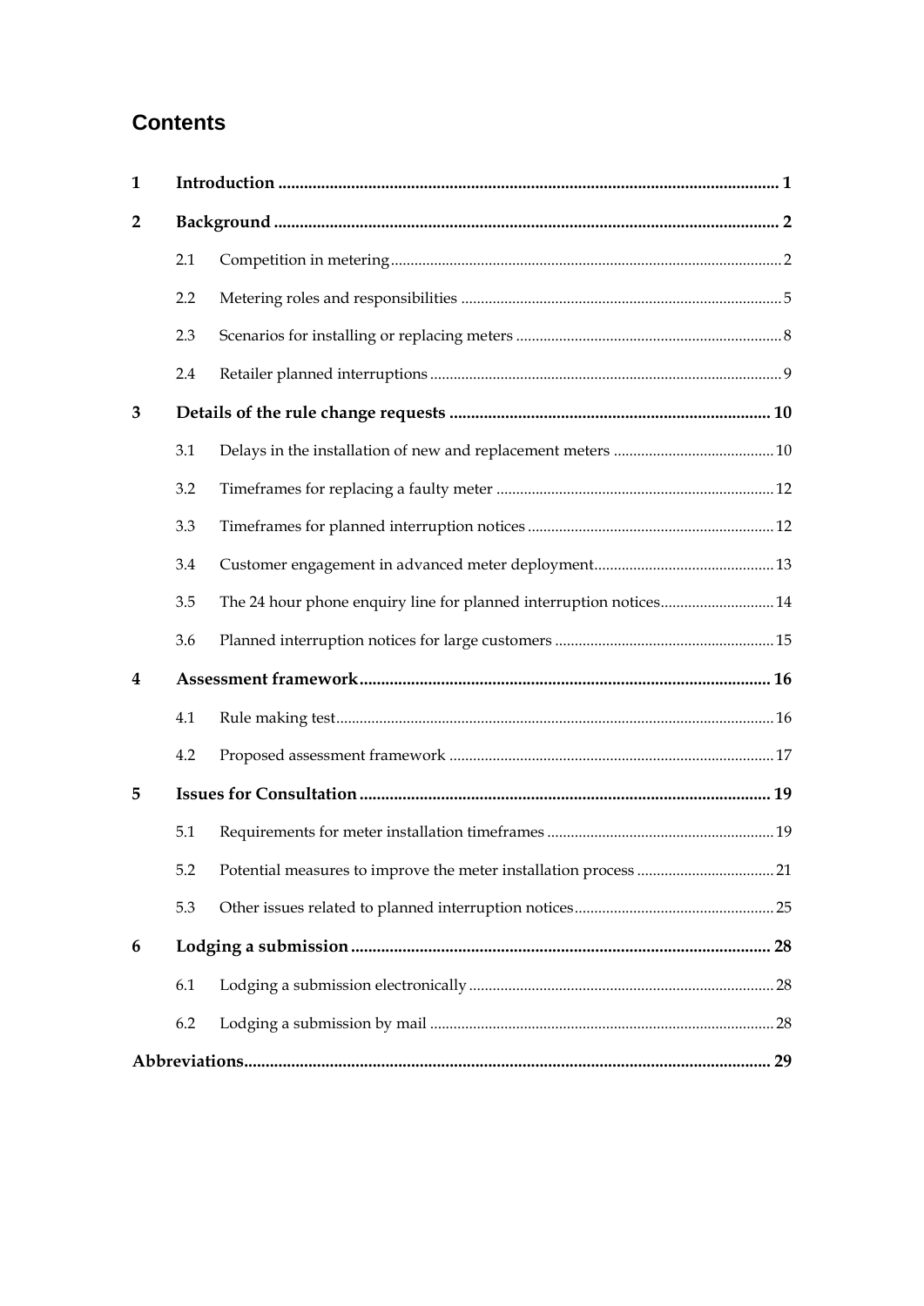# Contents

| | | | |
|---|---|---|---|
| **1** | **Introduction** | | **1** |
| **2** | **Background** | | **2** |
| | 2.1 | Competition in metering | 2 |
| | 2.2 | Metering roles and responsibilities | 5 |
| | 2.3 | Scenarios for installing or replacing meters | 8 |
| | 2.4 | Retailer planned interruptions | 9 |
| **3** | **Details of the rule change requests** | | **10** |
| | 3.1 | Delays in the installation of new and replacement meters | 10 |
| | 3.2 | Timeframes for replacing a faulty meter | 12 |
| | 3.3 | Timeframes for planned interruption notices | 12 |
| | 3.4 | Customer engagement in advanced meter deployment | 13 |
| | 3.5 | The 24 hour phone enquiry line for planned interruption notices | 14 |
| | 3.6 | Planned interruption notices for large customers | 15 |
| **4** | **Assessment framework** | | **16** |
| | 4.1 | Rule making test | 16 |
| | 4.2 | Proposed assessment framework | 17 |
| **5** | **Issues for Consultation** | | **19** |
| | 5.1 | Requirements for meter installation timeframes | 19 |
| | 5.2 | Potential measures to improve the meter installation process | 21 |
| | 5.3 | Other issues related to planned interruption notices | 25 |
| **6** | **Lodging a submission** | | **28** |
| | 6.1 | Lodging a submission electronically | 28 |
| | 6.2 | Lodging a submission by mail | 28 |
| **Abbreviations** | | | **29** |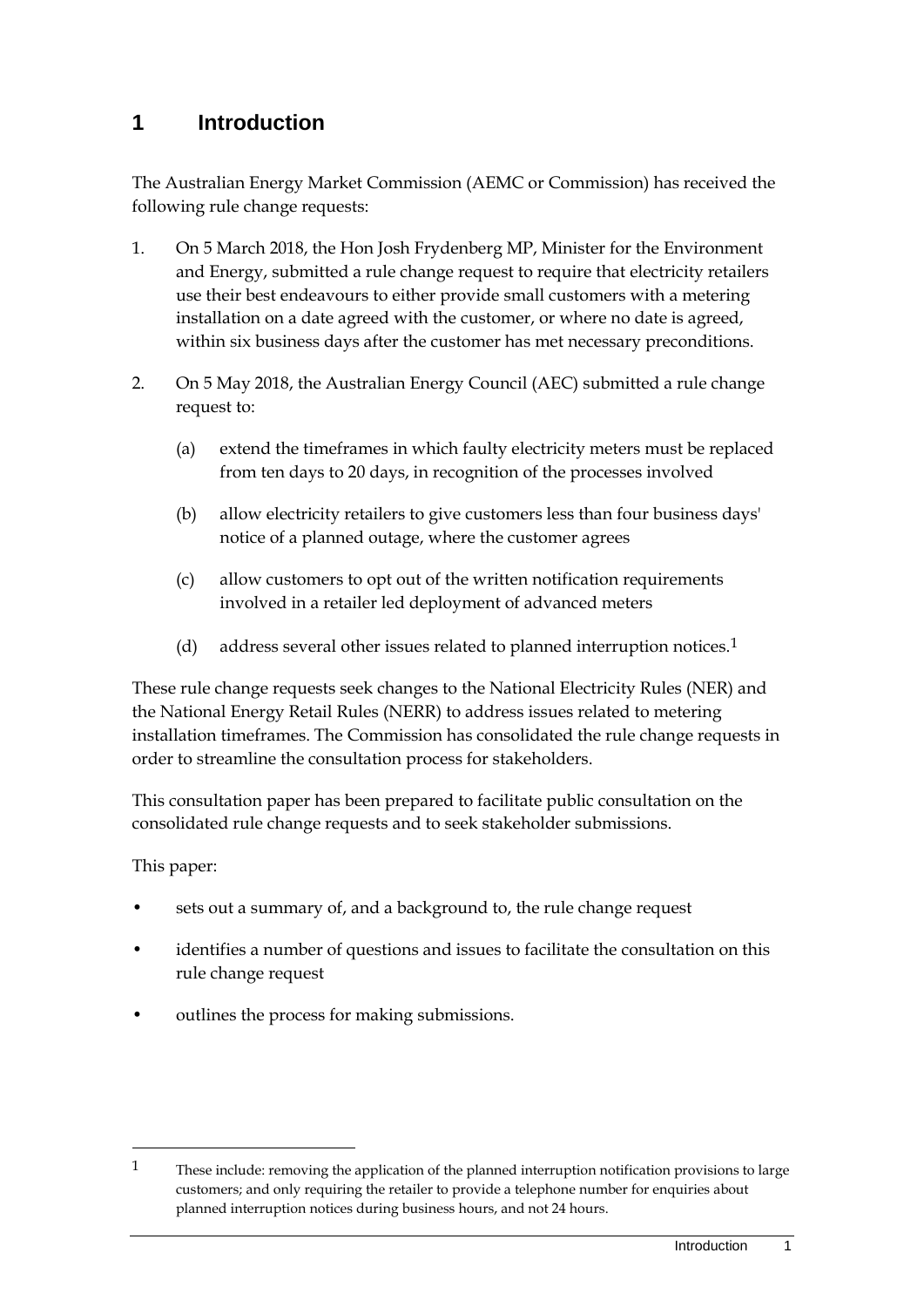# 1 Introduction

The Australian Energy Market Commission (AEMC or Commission) has received the following rule change requests:

1. On 5 March 2018, the Hon Josh Frydenberg MP, Minister for the Environment and Energy, submitted a rule change request to require that electricity retailers use their best endeavours to either provide small customers with a metering installation on a date agreed with the customer, or where no date is agreed, within six business days after the customer has met necessary preconditions.

2. On 5 May 2018, the Australian Energy Council (AEC) submitted a rule change request to:

   (a) extend the timeframes in which faulty electricity meters must be replaced from ten days to 20 days, in recognition of the processes involved

   (b) allow electricity retailers to give customers less than four business days' notice of a planned outage, where the customer agrees

   (c) allow customers to opt out of the written notification requirements involved in a retailer led deployment of advanced meters

   (d) address several other issues related to planned interruption notices.[1]

These rule change requests seek changes to the National Electricity Rules (NER) and the National Energy Retail Rules (NERR) to address issues related to metering installation timeframes. The Commission has consolidated the rule change requests in order to streamline the consultation process for stakeholders.

This consultation paper has been prepared to facilitate public consultation on the consolidated rule change requests and to seek stakeholder submissions.

This paper:

- sets out a summary of, and a background to, the rule change request
- identifies a number of questions and issues to facilitate the consultation on this rule change request
- outlines the process for making submissions.

---

1 These include: removing the application of the planned interruption notification provisions to large customers; and only requiring the retailer to provide a telephone number for enquiries about planned interruption notices during business hours, and not 24 hours.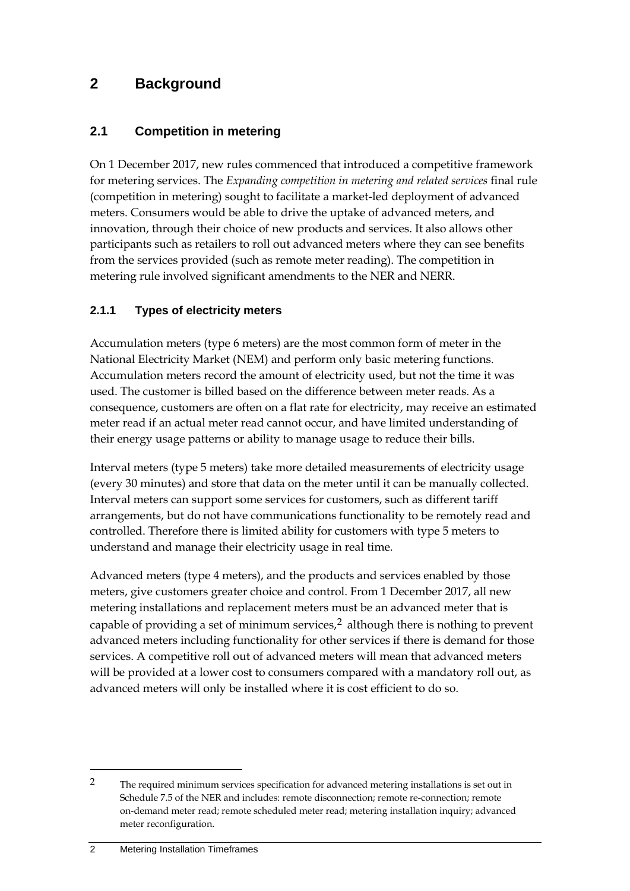# 2 Background

## 2.1 Competition in metering

On 1 December 2017, new rules commenced that introduced a competitive framework for metering services. The *Expanding competition in metering and related services* final rule (competition in metering) sought to facilitate a market-led deployment of advanced meters. Consumers would be able to drive the uptake of advanced meters, and innovation, through their choice of new products and services. It also allows other participants such as retailers to roll out advanced meters where they can see benefits from the services provided (such as remote meter reading). The competition in metering rule involved significant amendments to the NER and NERR.

### 2.1.1 Types of electricity meters

Accumulation meters (type 6 meters) are the most common form of meter in the National Electricity Market (NEM) and perform only basic metering functions. Accumulation meters record the amount of electricity used, but not the time it was used. The customer is billed based on the difference between meter reads. As a consequence, customers are often on a flat rate for electricity, may receive an estimated meter read if an actual meter read cannot occur, and have limited understanding of their energy usage patterns or ability to manage usage to reduce their bills.

Interval meters (type 5 meters) take more detailed measurements of electricity usage (every 30 minutes) and store that data on the meter until it can be manually collected. Interval meters can support some services for customers, such as different tariff arrangements, but do not have communications functionality to be remotely read and controlled. Therefore there is limited ability for customers with type 5 meters to understand and manage their electricity usage in real time.

Advanced meters (type 4 meters), and the products and services enabled by those meters, give customers greater choice and control. From 1 December 2017, all new metering installations and replacement meters must be an advanced meter that is capable of providing a set of minimum services,[2] although there is nothing to prevent advanced meters including functionality for other services if there is demand for those services. A competitive roll out of advanced meters will mean that advanced meters will be provided at a lower cost to consumers compared with a mandatory roll out, as advanced meters will only be installed where it is cost efficient to do so.

---

[2] The required minimum services specification for advanced metering installations is set out in Schedule 7.5 of the NER and includes: remote disconnection; remote re-connection; remote on-demand meter read; remote scheduled meter read; metering installation inquiry; advanced meter reconfiguration.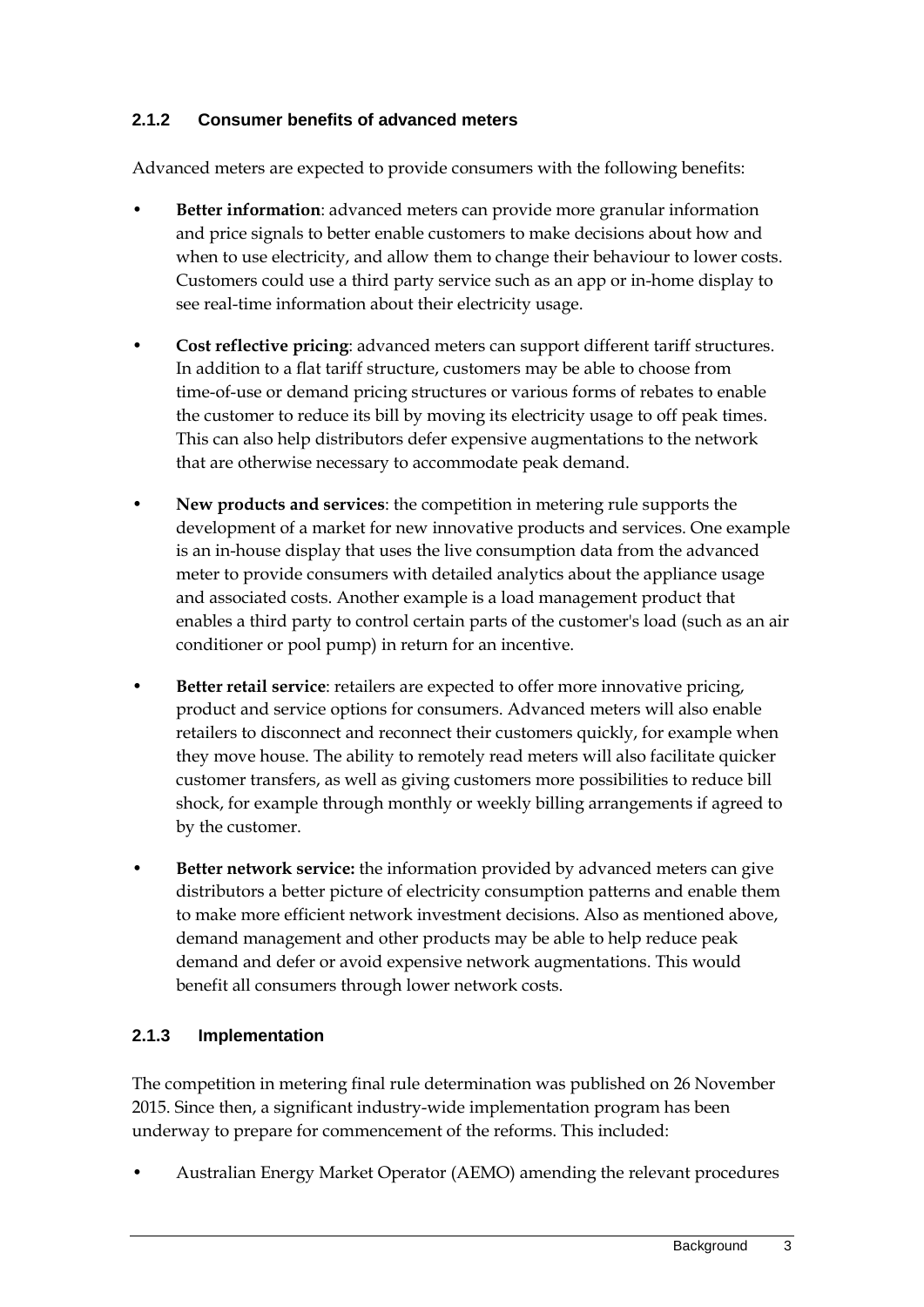### 2.1.2 Consumer benefits of advanced meters

Advanced meters are expected to provide consumers with the following benefits:

- **Better information**: advanced meters can provide more granular information and price signals to better enable customers to make decisions about how and when to use electricity, and allow them to change their behaviour to lower costs. Customers could use a third party service such as an app or in-home display to see real-time information about their electricity usage.
- **Cost reflective pricing**: advanced meters can support different tariff structures. In addition to a flat tariff structure, customers may be able to choose from time-of-use or demand pricing structures or various forms of rebates to enable the customer to reduce its bill by moving its electricity usage to off peak times. This can also help distributors defer expensive augmentations to the network that are otherwise necessary to accommodate peak demand.
- **New products and services**: the competition in metering rule supports the development of a market for new innovative products and services. One example is an in-house display that uses the live consumption data from the advanced meter to provide consumers with detailed analytics about the appliance usage and associated costs. Another example is a load management product that enables a third party to control certain parts of the customer's load (such as an air conditioner or pool pump) in return for an incentive.
- **Better retail service**: retailers are expected to offer more innovative pricing, product and service options for consumers. Advanced meters will also enable retailers to disconnect and reconnect their customers quickly, for example when they move house. The ability to remotely read meters will also facilitate quicker customer transfers, as well as giving customers more possibilities to reduce bill shock, for example through monthly or weekly billing arrangements if agreed to by the customer.
- **Better network service:** the information provided by advanced meters can give distributors a better picture of electricity consumption patterns and enable them to make more efficient network investment decisions. Also as mentioned above, demand management and other products may be able to help reduce peak demand and defer or avoid expensive network augmentations. This would benefit all consumers through lower network costs.

### 2.1.3 Implementation

The competition in metering final rule determination was published on 26 November 2015. Since then, a significant industry-wide implementation program has been underway to prepare for commencement of the reforms. This included:

- Australian Energy Market Operator (AEMO) amending the relevant procedures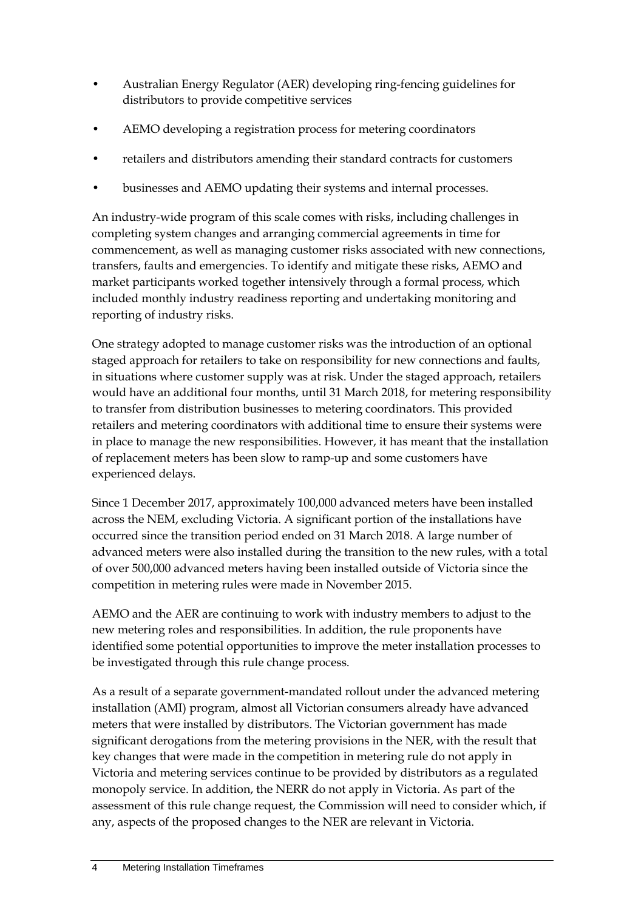- Australian Energy Regulator (AER) developing ring-fencing guidelines for distributors to provide competitive services
- AEMO developing a registration process for metering coordinators
- retailers and distributors amending their standard contracts for customers
- businesses and AEMO updating their systems and internal processes.

An industry-wide program of this scale comes with risks, including challenges in completing system changes and arranging commercial agreements in time for commencement, as well as managing customer risks associated with new connections, transfers, faults and emergencies. To identify and mitigate these risks, AEMO and market participants worked together intensively through a formal process, which included monthly industry readiness reporting and undertaking monitoring and reporting of industry risks.

One strategy adopted to manage customer risks was the introduction of an optional staged approach for retailers to take on responsibility for new connections and faults, in situations where customer supply was at risk. Under the staged approach, retailers would have an additional four months, until 31 March 2018, for metering responsibility to transfer from distribution businesses to metering coordinators. This provided retailers and metering coordinators with additional time to ensure their systems were in place to manage the new responsibilities. However, it has meant that the installation of replacement meters has been slow to ramp-up and some customers have experienced delays.

Since 1 December 2017, approximately 100,000 advanced meters have been installed across the NEM, excluding Victoria. A significant portion of the installations have occurred since the transition period ended on 31 March 2018. A large number of advanced meters were also installed during the transition to the new rules, with a total of over 500,000 advanced meters having been installed outside of Victoria since the competition in metering rules were made in November 2015.

AEMO and the AER are continuing to work with industry members to adjust to the new metering roles and responsibilities. In addition, the rule proponents have identified some potential opportunities to improve the meter installation processes to be investigated through this rule change process.

As a result of a separate government-mandated rollout under the advanced metering installation (AMI) program, almost all Victorian consumers already have advanced meters that were installed by distributors. The Victorian government has made significant derogations from the metering provisions in the NER, with the result that key changes that were made in the competition in metering rule do not apply in Victoria and metering services continue to be provided by distributors as a regulated monopoly service. In addition, the NERR do not apply in Victoria. As part of the assessment of this rule change request, the Commission will need to consider which, if any, aspects of the proposed changes to the NER are relevant in Victoria.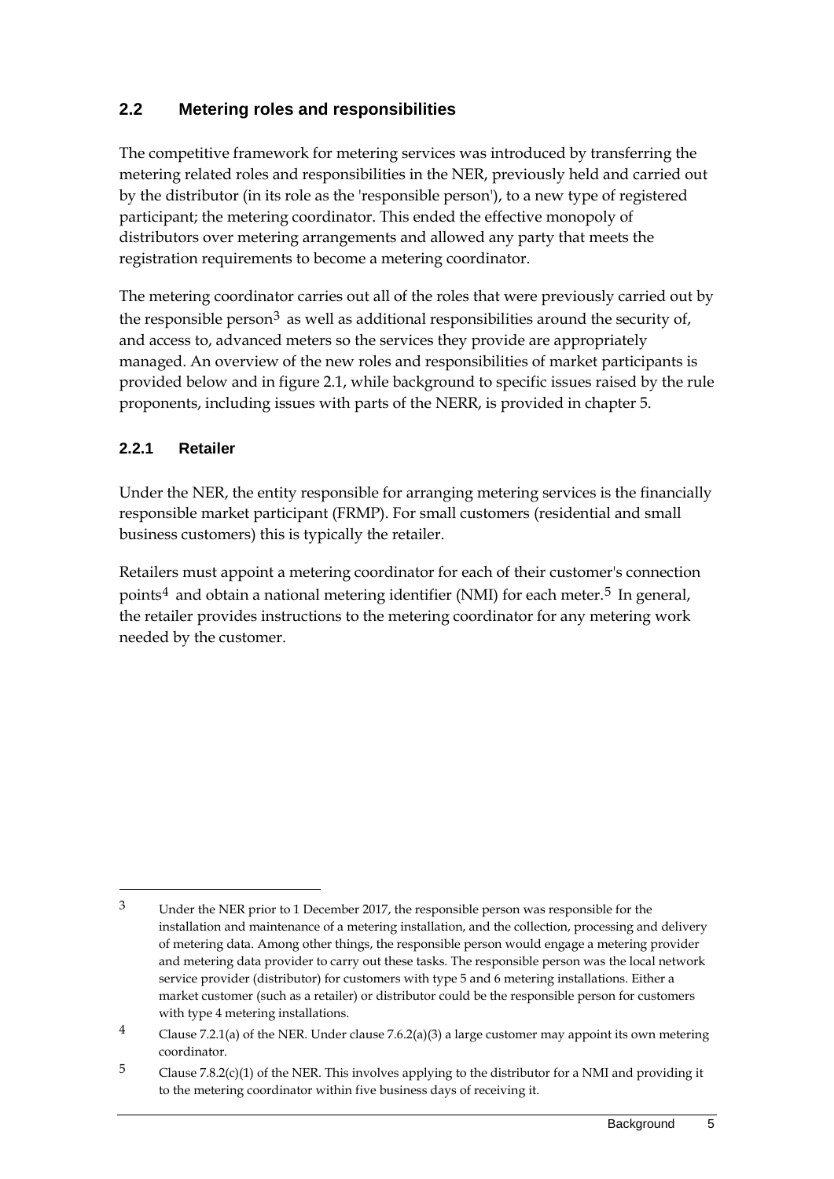## 2.2 Metering roles and responsibilities

The competitive framework for metering services was introduced by transferring the metering related roles and responsibilities in the NER, previously held and carried out by the distributor (in its role as the 'responsible person'), to a new type of registered participant; the metering coordinator. This ended the effective monopoly of distributors over metering arrangements and allowed any party that meets the registration requirements to become a metering coordinator.

The metering coordinator carries out all of the roles that were previously carried out by the responsible person[3] as well as additional responsibilities around the security of, and access to, advanced meters so the services they provide are appropriately managed. An overview of the new roles and responsibilities of market participants is provided below and in figure 2.1, while background to specific issues raised by the rule proponents, including issues with parts of the NERR, is provided in chapter 5.

### 2.2.1 Retailer

Under the NER, the entity responsible for arranging metering services is the financially responsible market participant (FRMP). For small customers (residential and small business customers) this is typically the retailer.

Retailers must appoint a metering coordinator for each of their customer's connection points[4] and obtain a national metering identifier (NMI) for each meter.[5] In general, the retailer provides instructions to the metering coordinator for any metering work needed by the customer.

---

[3] Under the NER prior to 1 December 2017, the responsible person was responsible for the installation and maintenance of a metering installation, and the collection, processing and delivery of metering data. Among other things, the responsible person would engage a metering provider and metering data provider to carry out these tasks. The responsible person was the local network service provider (distributor) for customers with type 5 and 6 metering installations. Either a market customer (such as a retailer) or distributor could be the responsible person for customers with type 4 metering installations.

[4] Clause 7.2.1(a) of the NER. Under clause 7.6.2(a)(3) a large customer may appoint its own metering coordinator.

[5] Clause 7.8.2(c)(1) of the NER. This involves applying to the distributor for a NMI and providing it to the metering coordinator within five business days of receiving it.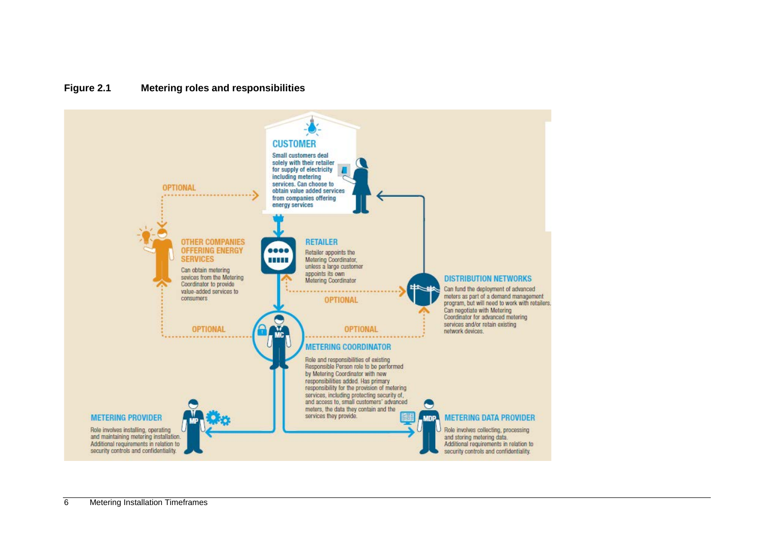**Figure 2.1 Metering roles and responsibilities**

**CUSTOMER**

Small customers deal solely with their retailer for supply of electricity including metering services. Can choose to obtain value added services from companies offering energy services

**OTHER COMPANIES OFFERING ENERGY SERVICES**

Can obtain metering sevices from the Metering Coordinator to provide value-added services to consumers

**RETAILER**

Retailer appoints the Metering Coordinator, unless a large customer appoints its own Metering Coordinator

**DISTRIBUTION NETWORKS**

Can fund the deployment of advanced meters as part of a demand management program, but will need to work with retailers. Can negotiate with Metering Coordinator for advanced metering services and/or retain existing network devices.

OPTIONAL

OPTIONAL

OPTIONAL

OPTIONAL

**METERING COORDINATOR**

Role and responsibilities of existing Responsible Person role to be performed by Metering Coordinator with new responsibilities added. Has primary responsibility for the provision of metering services, including protecting security of, and access to, small customers' advanced meters, the data they contain and the services they provide.

**METERING PROVIDER**

Role involves installing, operating and maintaining metering installation. Additional requirements in relation to security controls and confidentiality.

**METERING DATA PROVIDER**

Role involves collecting, processing and storing metering data. Additional requirements in relation to security controls and confidentiality.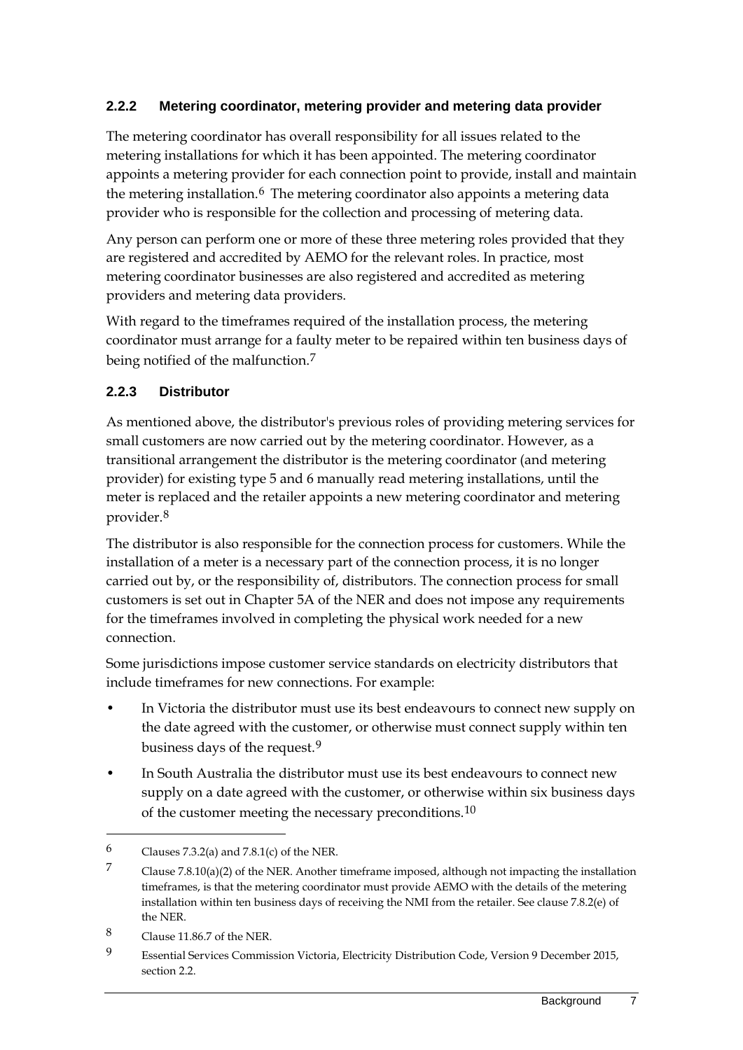### 2.2.2 Metering coordinator, metering provider and metering data provider

The metering coordinator has overall responsibility for all issues related to the metering installations for which it has been appointed. The metering coordinator appoints a metering provider for each connection point to provide, install and maintain the metering installation.[6] The metering coordinator also appoints a metering data provider who is responsible for the collection and processing of metering data.

Any person can perform one or more of these three metering roles provided that they are registered and accredited by AEMO for the relevant roles. In practice, most metering coordinator businesses are also registered and accredited as metering providers and metering data providers.

With regard to the timeframes required of the installation process, the metering coordinator must arrange for a faulty meter to be repaired within ten business days of being notified of the malfunction.[7]

### 2.2.3 Distributor

As mentioned above, the distributor's previous roles of providing metering services for small customers are now carried out by the metering coordinator. However, as a transitional arrangement the distributor is the metering coordinator (and metering provider) for existing type 5 and 6 manually read metering installations, until the meter is replaced and the retailer appoints a new metering coordinator and metering provider.[8]

The distributor is also responsible for the connection process for customers. While the installation of a meter is a necessary part of the connection process, it is no longer carried out by, or the responsibility of, distributors. The connection process for small customers is set out in Chapter 5A of the NER and does not impose any requirements for the timeframes involved in completing the physical work needed for a new connection.

Some jurisdictions impose customer service standards on electricity distributors that include timeframes for new connections. For example:

- In Victoria the distributor must use its best endeavours to connect new supply on the date agreed with the customer, or otherwise must connect supply within ten business days of the request.[9]
- In South Australia the distributor must use its best endeavours to connect new supply on a date agreed with the customer, or otherwise within six business days of the customer meeting the necessary preconditions.[10]

---

[6] Clauses 7.3.2(a) and 7.8.1(c) of the NER.

[7] Clause 7.8.10(a)(2) of the NER. Another timeframe imposed, although not impacting the installation timeframes, is that the metering coordinator must provide AEMO with the details of the metering installation within ten business days of receiving the NMI from the retailer. See clause 7.8.2(e) of the NER.

[8] Clause 11.86.7 of the NER.

[9] Essential Services Commission Victoria, Electricity Distribution Code, Version 9 December 2015, section 2.2.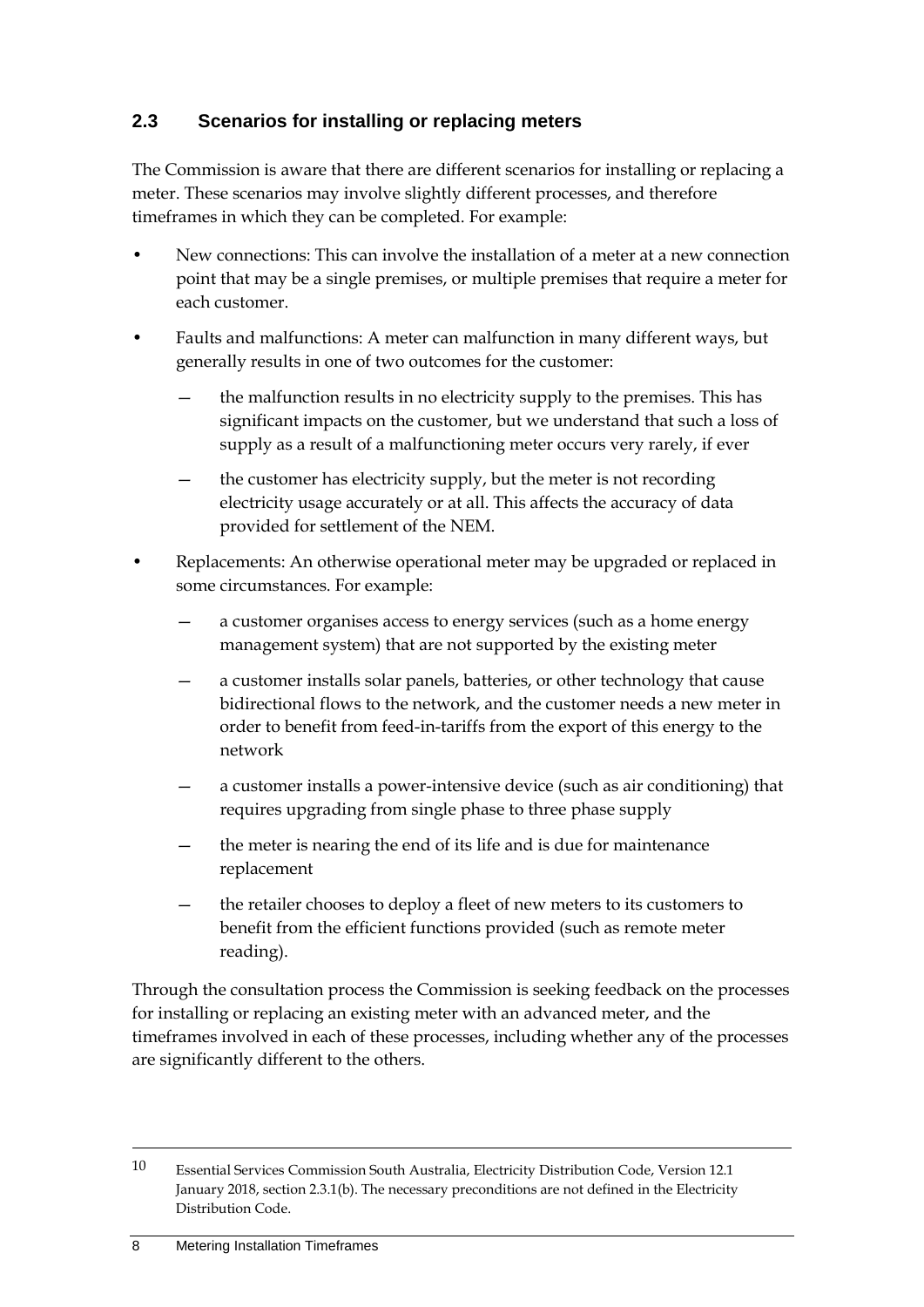## 2.3 Scenarios for installing or replacing meters

The Commission is aware that there are different scenarios for installing or replacing a meter. These scenarios may involve slightly different processes, and therefore timeframes in which they can be completed. For example:

- New connections: This can involve the installation of a meter at a new connection point that may be a single premises, or multiple premises that require a meter for each customer.
- Faults and malfunctions: A meter can malfunction in many different ways, but generally results in one of two outcomes for the customer:
  - the malfunction results in no electricity supply to the premises. This has significant impacts on the customer, but we understand that such a loss of supply as a result of a malfunctioning meter occurs very rarely, if ever
  - the customer has electricity supply, but the meter is not recording electricity usage accurately or at all. This affects the accuracy of data provided for settlement of the NEM.
- Replacements: An otherwise operational meter may be upgraded or replaced in some circumstances. For example:
  - a customer organises access to energy services (such as a home energy management system) that are not supported by the existing meter
  - a customer installs solar panels, batteries, or other technology that cause bidirectional flows to the network, and the customer needs a new meter in order to benefit from feed-in-tariffs from the export of this energy to the network
  - a customer installs a power-intensive device (such as air conditioning) that requires upgrading from single phase to three phase supply
  - the meter is nearing the end of its life and is due for maintenance replacement
  - the retailer chooses to deploy a fleet of new meters to its customers to benefit from the efficient functions provided (such as remote meter reading).

Through the consultation process the Commission is seeking feedback on the processes for installing or replacing an existing meter with an advanced meter, and the timeframes involved in each of these processes, including whether any of the processes are significantly different to the others.

---

[10] Essential Services Commission South Australia, Electricity Distribution Code, Version 12.1 January 2018, section 2.3.1(b). The necessary preconditions are not defined in the Electricity Distribution Code.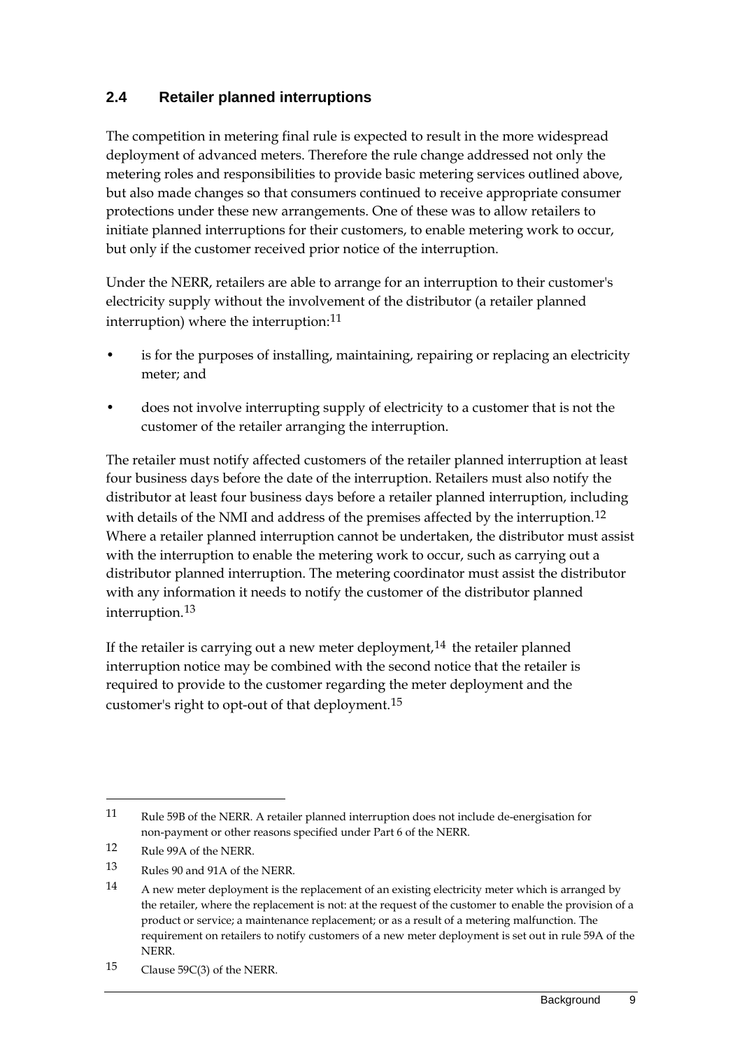## 2.4 Retailer planned interruptions

The competition in metering final rule is expected to result in the more widespread deployment of advanced meters. Therefore the rule change addressed not only the metering roles and responsibilities to provide basic metering services outlined above, but also made changes so that consumers continued to receive appropriate consumer protections under these new arrangements. One of these was to allow retailers to initiate planned interruptions for their customers, to enable metering work to occur, but only if the customer received prior notice of the interruption.

Under the NERR, retailers are able to arrange for an interruption to their customer's electricity supply without the involvement of the distributor (a retailer planned interruption) where the interruption:[11]

- is for the purposes of installing, maintaining, repairing or replacing an electricity meter; and
- does not involve interrupting supply of electricity to a customer that is not the customer of the retailer arranging the interruption.

The retailer must notify affected customers of the retailer planned interruption at least four business days before the date of the interruption. Retailers must also notify the distributor at least four business days before a retailer planned interruption, including with details of the NMI and address of the premises affected by the interruption.[12] Where a retailer planned interruption cannot be undertaken, the distributor must assist with the interruption to enable the metering work to occur, such as carrying out a distributor planned interruption. The metering coordinator must assist the distributor with any information it needs to notify the customer of the distributor planned interruption.[13]

If the retailer is carrying out a new meter deployment,[14] the retailer planned interruption notice may be combined with the second notice that the retailer is required to provide to the customer regarding the meter deployment and the customer's right to opt-out of that deployment.[15]

---

11 Rule 59B of the NERR. A retailer planned interruption does not include de-energisation for non-payment or other reasons specified under Part 6 of the NERR.

12 Rule 99A of the NERR.

13 Rules 90 and 91A of the NERR.

14 A new meter deployment is the replacement of an existing electricity meter which is arranged by the retailer, where the replacement is not: at the request of the customer to enable the provision of a product or service; a maintenance replacement; or as a result of a metering malfunction. The requirement on retailers to notify customers of a new meter deployment is set out in rule 59A of the NERR.

15 Clause 59C(3) of the NERR.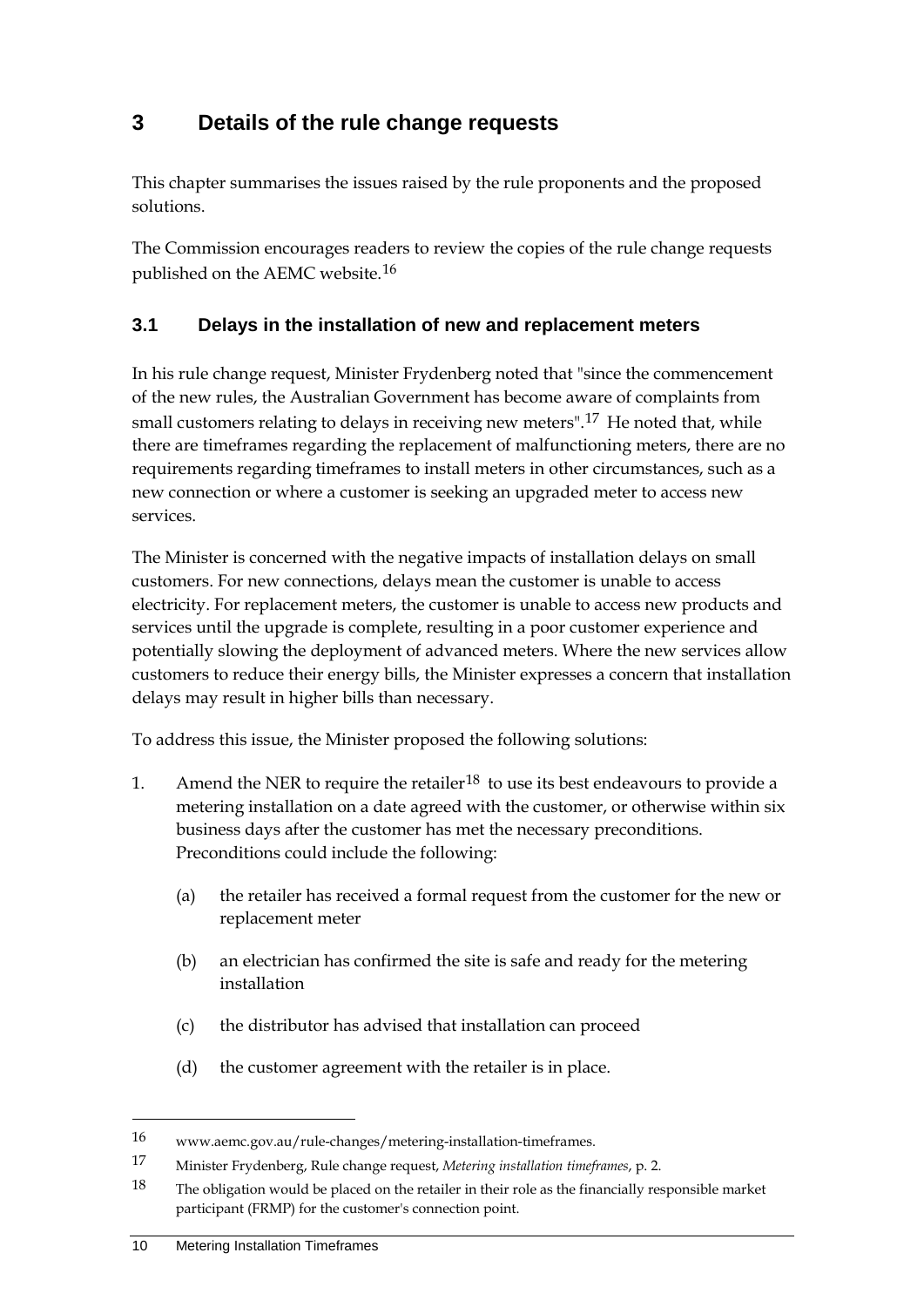# 3 Details of the rule change requests

This chapter summarises the issues raised by the rule proponents and the proposed solutions.

The Commission encourages readers to review the copies of the rule change requests published on the AEMC website.[16]

## 3.1 Delays in the installation of new and replacement meters

In his rule change request, Minister Frydenberg noted that "since the commencement of the new rules, the Australian Government has become aware of complaints from small customers relating to delays in receiving new meters".[17] He noted that, while there are timeframes regarding the replacement of malfunctioning meters, there are no requirements regarding timeframes to install meters in other circumstances, such as a new connection or where a customer is seeking an upgraded meter to access new services.

The Minister is concerned with the negative impacts of installation delays on small customers. For new connections, delays mean the customer is unable to access electricity. For replacement meters, the customer is unable to access new products and services until the upgrade is complete, resulting in a poor customer experience and potentially slowing the deployment of advanced meters. Where the new services allow customers to reduce their energy bills, the Minister expresses a concern that installation delays may result in higher bills than necessary.

To address this issue, the Minister proposed the following solutions:

1. Amend the NER to require the retailer[18] to use its best endeavours to provide a metering installation on a date agreed with the customer, or otherwise within six business days after the customer has met the necessary preconditions. Preconditions could include the following:

   (a) the retailer has received a formal request from the customer for the new or replacement meter

   (b) an electrician has confirmed the site is safe and ready for the metering installation

   (c) the distributor has advised that installation can proceed

   (d) the customer agreement with the retailer is in place.

---

16 www.aemc.gov.au/rule-changes/metering-installation-timeframes.

17 Minister Frydenberg, Rule change request, *Metering installation timeframes*, p. 2.

18 The obligation would be placed on the retailer in their role as the financially responsible market participant (FRMP) for the customer's connection point.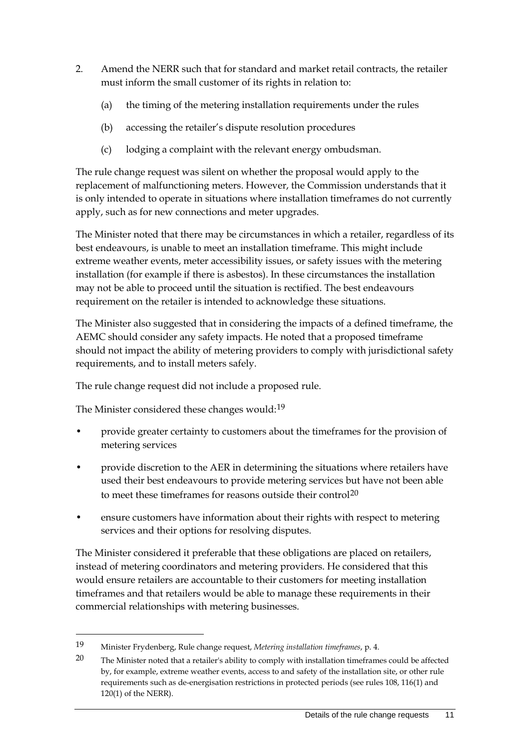2. Amend the NERR such that for standard and market retail contracts, the retailer must inform the small customer of its rights in relation to:

    (a) the timing of the metering installation requirements under the rules

    (b) accessing the retailer's dispute resolution procedures

    (c) lodging a complaint with the relevant energy ombudsman.

The rule change request was silent on whether the proposal would apply to the replacement of malfunctioning meters. However, the Commission understands that it is only intended to operate in situations where installation timeframes do not currently apply, such as for new connections and meter upgrades.

The Minister noted that there may be circumstances in which a retailer, regardless of its best endeavours, is unable to meet an installation timeframe. This might include extreme weather events, meter accessibility issues, or safety issues with the metering installation (for example if there is asbestos). In these circumstances the installation may not be able to proceed until the situation is rectified. The best endeavours requirement on the retailer is intended to acknowledge these situations.

The Minister also suggested that in considering the impacts of a defined timeframe, the AEMC should consider any safety impacts. He noted that a proposed timeframe should not impact the ability of metering providers to comply with jurisdictional safety requirements, and to install meters safely.

The rule change request did not include a proposed rule.

The Minister considered these changes would:[19]

- provide greater certainty to customers about the timeframes for the provision of metering services
- provide discretion to the AER in determining the situations where retailers have used their best endeavours to provide metering services but have not been able to meet these timeframes for reasons outside their control[20]
- ensure customers have information about their rights with respect to metering services and their options for resolving disputes.

The Minister considered it preferable that these obligations are placed on retailers, instead of metering coordinators and metering providers. He considered that this would ensure retailers are accountable to their customers for meeting installation timeframes and that retailers would be able to manage these requirements in their commercial relationships with metering businesses.

---

19 Minister Frydenberg, Rule change request, *Metering installation timeframes*, p. 4.

20 The Minister noted that a retailer's ability to comply with installation timeframes could be affected by, for example, extreme weather events, access to and safety of the installation site, or other rule requirements such as de-energisation restrictions in protected periods (see rules 108, 116(1) and 120(1) of the NERR).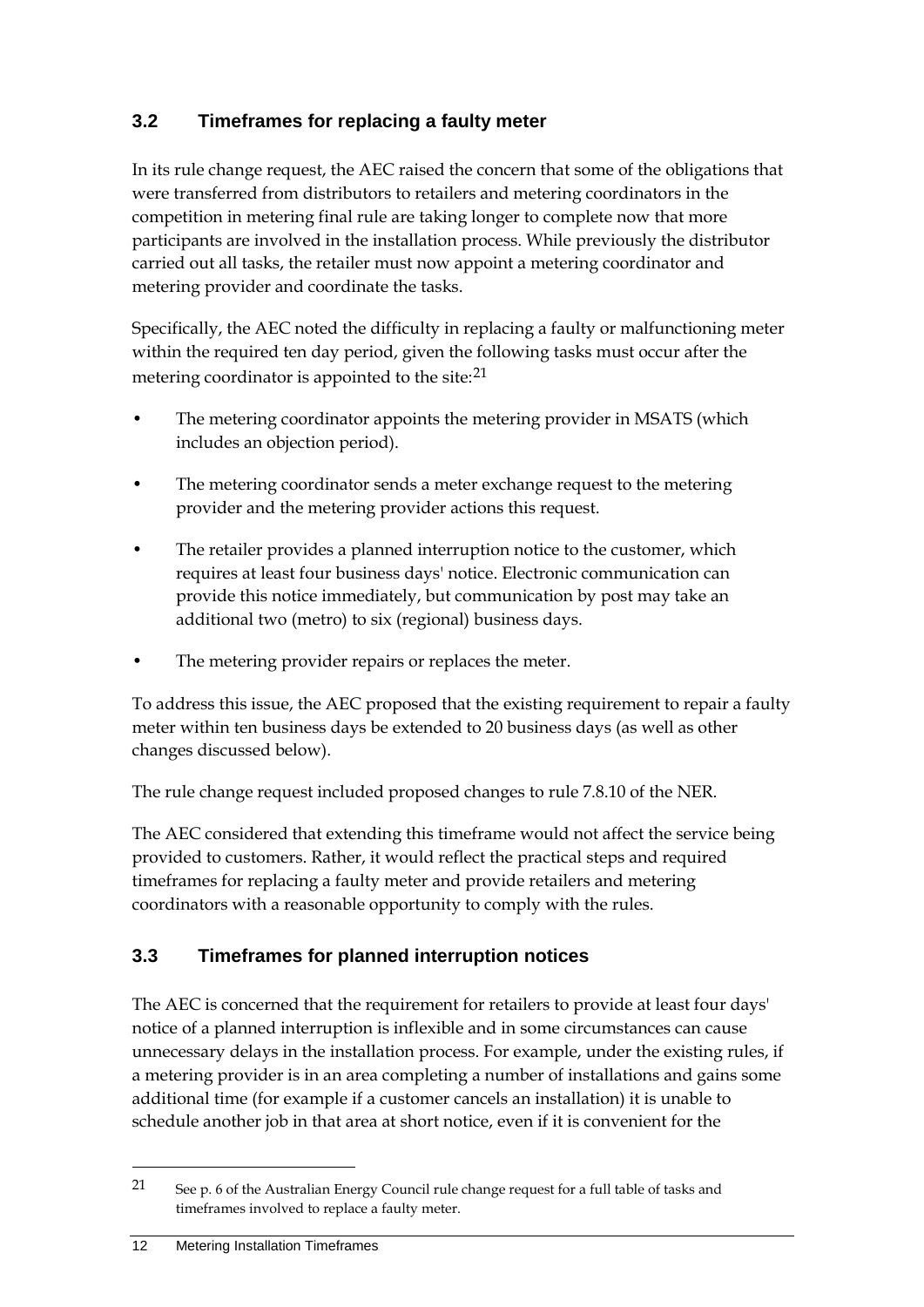## 3.2 Timeframes for replacing a faulty meter

In its rule change request, the AEC raised the concern that some of the obligations that were transferred from distributors to retailers and metering coordinators in the competition in metering final rule are taking longer to complete now that more participants are involved in the installation process. While previously the distributor carried out all tasks, the retailer must now appoint a metering coordinator and metering provider and coordinate the tasks.

Specifically, the AEC noted the difficulty in replacing a faulty or malfunctioning meter within the required ten day period, given the following tasks must occur after the metering coordinator is appointed to the site:[21]

- The metering coordinator appoints the metering provider in MSATS (which includes an objection period).
- The metering coordinator sends a meter exchange request to the metering provider and the metering provider actions this request.
- The retailer provides a planned interruption notice to the customer, which requires at least four business days' notice. Electronic communication can provide this notice immediately, but communication by post may take an additional two (metro) to six (regional) business days.
- The metering provider repairs or replaces the meter.

To address this issue, the AEC proposed that the existing requirement to repair a faulty meter within ten business days be extended to 20 business days (as well as other changes discussed below).

The rule change request included proposed changes to rule 7.8.10 of the NER.

The AEC considered that extending this timeframe would not affect the service being provided to customers. Rather, it would reflect the practical steps and required timeframes for replacing a faulty meter and provide retailers and metering coordinators with a reasonable opportunity to comply with the rules.

## 3.3 Timeframes for planned interruption notices

The AEC is concerned that the requirement for retailers to provide at least four days' notice of a planned interruption is inflexible and in some circumstances can cause unnecessary delays in the installation process. For example, under the existing rules, if a metering provider is in an area completing a number of installations and gains some additional time (for example if a customer cancels an installation) it is unable to schedule another job in that area at short notice, even if it is convenient for the

---

[21] See p. 6 of the Australian Energy Council rule change request for a full table of tasks and timeframes involved to replace a faulty meter.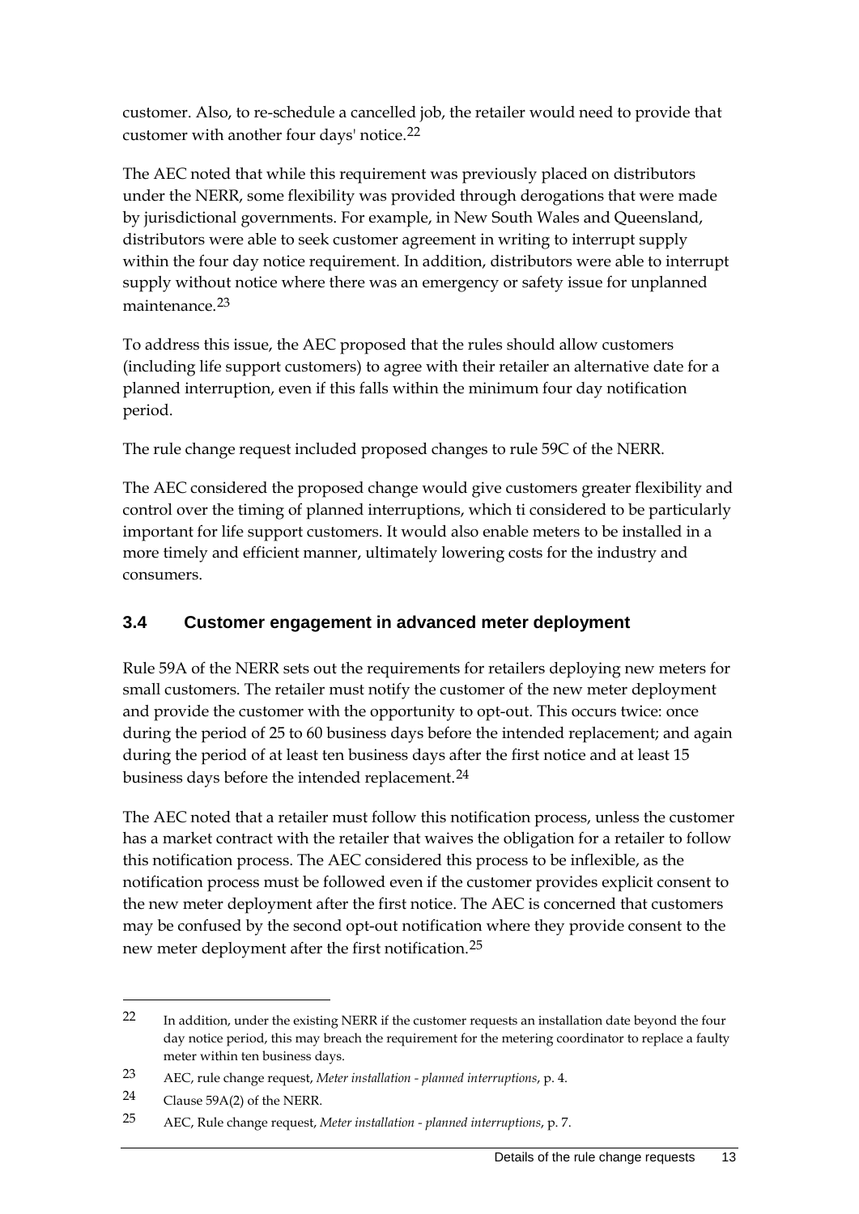customer. Also, to re-schedule a cancelled job, the retailer would need to provide that customer with another four days' notice.[22]

The AEC noted that while this requirement was previously placed on distributors under the NERR, some flexibility was provided through derogations that were made by jurisdictional governments. For example, in New South Wales and Queensland, distributors were able to seek customer agreement in writing to interrupt supply within the four day notice requirement. In addition, distributors were able to interrupt supply without notice where there was an emergency or safety issue for unplanned maintenance.[23]

To address this issue, the AEC proposed that the rules should allow customers (including life support customers) to agree with their retailer an alternative date for a planned interruption, even if this falls within the minimum four day notification period.

The rule change request included proposed changes to rule 59C of the NERR.

The AEC considered the proposed change would give customers greater flexibility and control over the timing of planned interruptions, which ti considered to be particularly important for life support customers. It would also enable meters to be installed in a more timely and efficient manner, ultimately lowering costs for the industry and consumers.

### 3.4 Customer engagement in advanced meter deployment

Rule 59A of the NERR sets out the requirements for retailers deploying new meters for small customers. The retailer must notify the customer of the new meter deployment and provide the customer with the opportunity to opt-out. This occurs twice: once during the period of 25 to 60 business days before the intended replacement; and again during the period of at least ten business days after the first notice and at least 15 business days before the intended replacement.[24]

The AEC noted that a retailer must follow this notification process, unless the customer has a market contract with the retailer that waives the obligation for a retailer to follow this notification process. The AEC considered this process to be inflexible, as the notification process must be followed even if the customer provides explicit consent to the new meter deployment after the first notice. The AEC is concerned that customers may be confused by the second opt-out notification where they provide consent to the new meter deployment after the first notification.[25]

---

[22] In addition, under the existing NERR if the customer requests an installation date beyond the four day notice period, this may breach the requirement for the metering coordinator to replace a faulty meter within ten business days.

[23] AEC, rule change request, *Meter installation - planned interruptions*, p. 4.

[24] Clause 59A(2) of the NERR.

[25] AEC, Rule change request, *Meter installation - planned interruptions*, p. 7.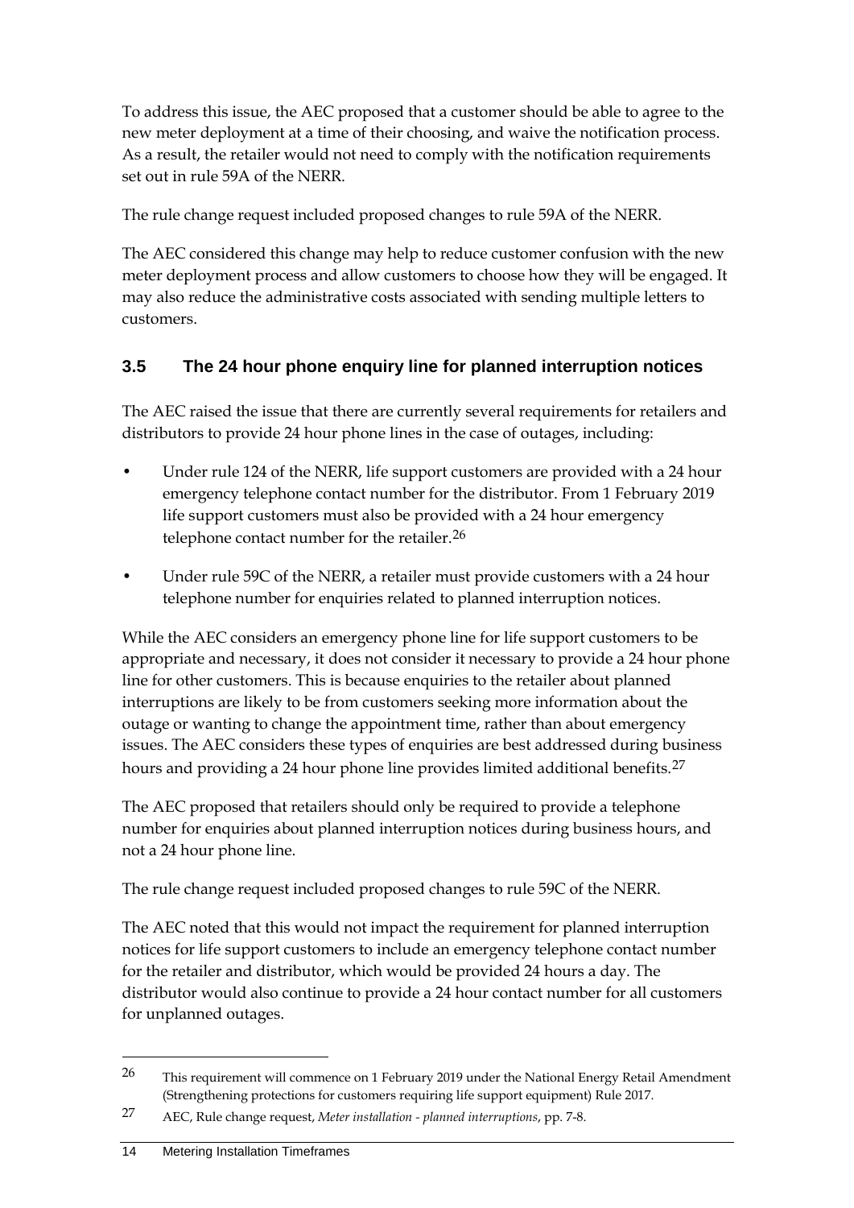To address this issue, the AEC proposed that a customer should be able to agree to the new meter deployment at a time of their choosing, and waive the notification process. As a result, the retailer would not need to comply with the notification requirements set out in rule 59A of the NERR.

The rule change request included proposed changes to rule 59A of the NERR.

The AEC considered this change may help to reduce customer confusion with the new meter deployment process and allow customers to choose how they will be engaged. It may also reduce the administrative costs associated with sending multiple letters to customers.

### 3.5 The 24 hour phone enquiry line for planned interruption notices

The AEC raised the issue that there are currently several requirements for retailers and distributors to provide 24 hour phone lines in the case of outages, including:

- Under rule 124 of the NERR, life support customers are provided with a 24 hour emergency telephone contact number for the distributor. From 1 February 2019 life support customers must also be provided with a 24 hour emergency telephone contact number for the retailer.[26]
- Under rule 59C of the NERR, a retailer must provide customers with a 24 hour telephone number for enquiries related to planned interruption notices.

While the AEC considers an emergency phone line for life support customers to be appropriate and necessary, it does not consider it necessary to provide a 24 hour phone line for other customers. This is because enquiries to the retailer about planned interruptions are likely to be from customers seeking more information about the outage or wanting to change the appointment time, rather than about emergency issues. The AEC considers these types of enquiries are best addressed during business hours and providing a 24 hour phone line provides limited additional benefits.[27]

The AEC proposed that retailers should only be required to provide a telephone number for enquiries about planned interruption notices during business hours, and not a 24 hour phone line.

The rule change request included proposed changes to rule 59C of the NERR.

The AEC noted that this would not impact the requirement for planned interruption notices for life support customers to include an emergency telephone contact number for the retailer and distributor, which would be provided 24 hours a day. The distributor would also continue to provide a 24 hour contact number for all customers for unplanned outages.

---

[26] This requirement will commence on 1 February 2019 under the National Energy Retail Amendment (Strengthening protections for customers requiring life support equipment) Rule 2017.

[27] AEC, Rule change request, *Meter installation - planned interruptions*, pp. 7-8.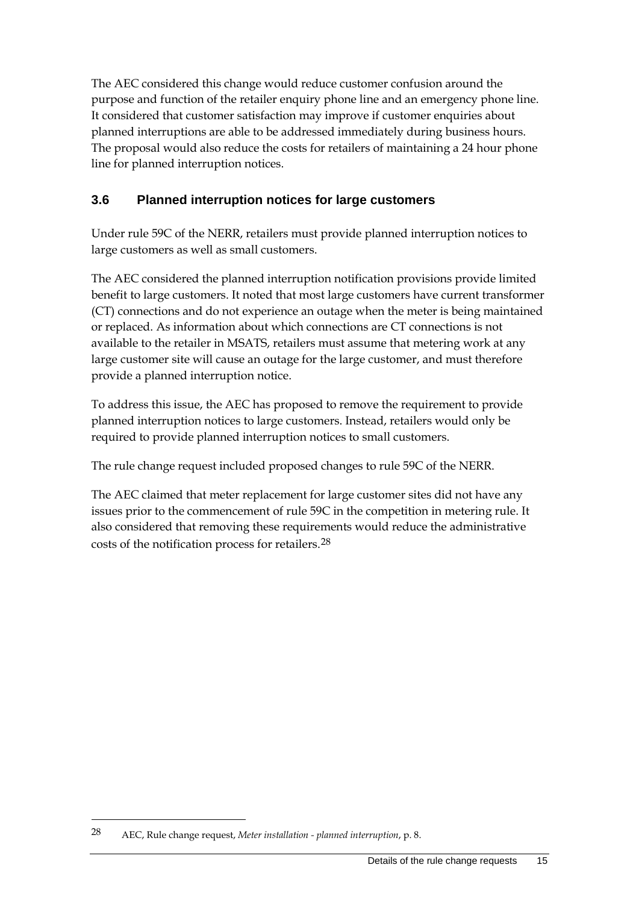The AEC considered this change would reduce customer confusion around the purpose and function of the retailer enquiry phone line and an emergency phone line. It considered that customer satisfaction may improve if customer enquiries about planned interruptions are able to be addressed immediately during business hours. The proposal would also reduce the costs for retailers of maintaining a 24 hour phone line for planned interruption notices.

## 3.6 Planned interruption notices for large customers

Under rule 59C of the NERR, retailers must provide planned interruption notices to large customers as well as small customers.

The AEC considered the planned interruption notification provisions provide limited benefit to large customers. It noted that most large customers have current transformer (CT) connections and do not experience an outage when the meter is being maintained or replaced. As information about which connections are CT connections is not available to the retailer in MSATS, retailers must assume that metering work at any large customer site will cause an outage for the large customer, and must therefore provide a planned interruption notice.

To address this issue, the AEC has proposed to remove the requirement to provide planned interruption notices to large customers. Instead, retailers would only be required to provide planned interruption notices to small customers.

The rule change request included proposed changes to rule 59C of the NERR.

The AEC claimed that meter replacement for large customer sites did not have any issues prior to the commencement of rule 59C in the competition in metering rule. It also considered that removing these requirements would reduce the administrative costs of the notification process for retailers.[28]

---

28 AEC, Rule change request, *Meter installation - planned interruption*, p. 8.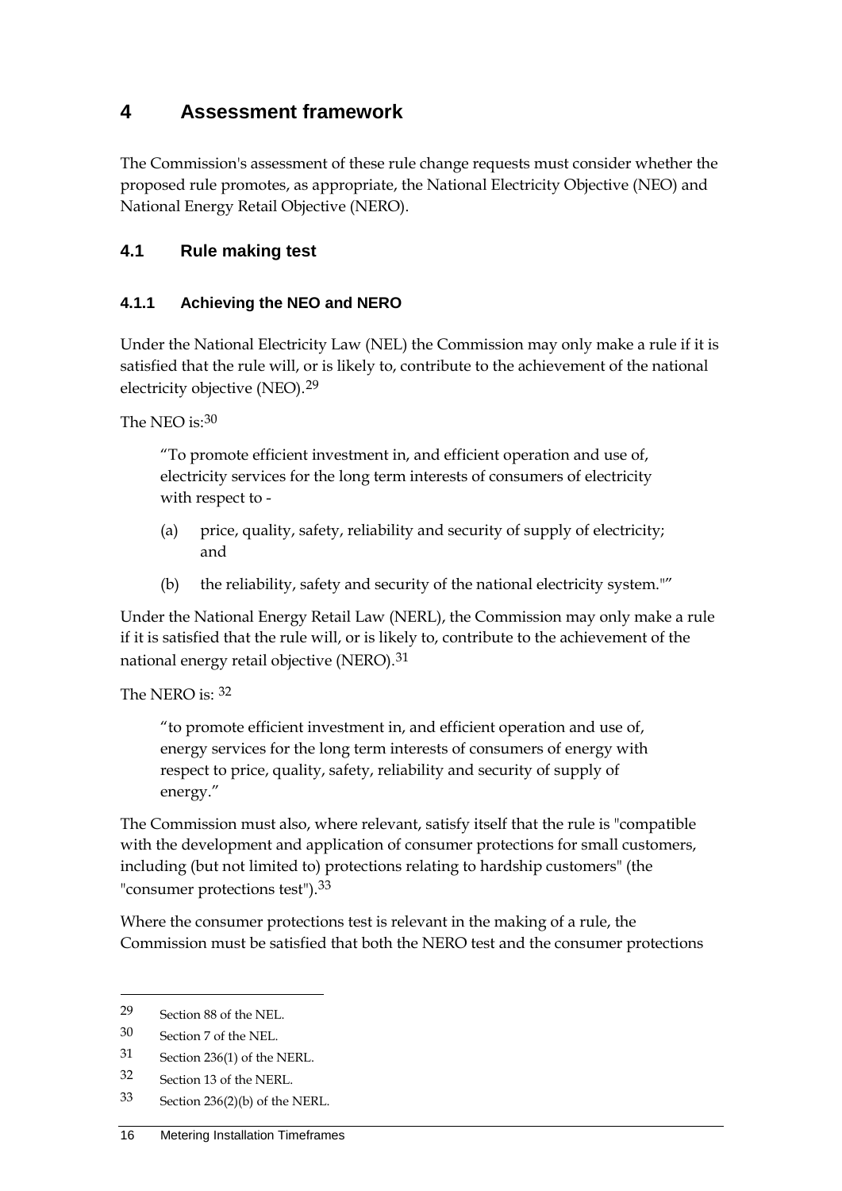# 4 Assessment framework

The Commission's assessment of these rule change requests must consider whether the proposed rule promotes, as appropriate, the National Electricity Objective (NEO) and National Energy Retail Objective (NERO).

## 4.1 Rule making test

### 4.1.1 Achieving the NEO and NERO

Under the National Electricity Law (NEL) the Commission may only make a rule if it is satisfied that the rule will, or is likely to, contribute to the achievement of the national electricity objective (NEO).[29]

The NEO is:[30]

> "To promote efficient investment in, and efficient operation and use of, electricity services for the long term interests of consumers of electricity with respect to -
>
> (a) price, quality, safety, reliability and security of supply of electricity; and
>
> (b) the reliability, safety and security of the national electricity system.""

Under the National Energy Retail Law (NERL), the Commission may only make a rule if it is satisfied that the rule will, or is likely to, contribute to the achievement of the national energy retail objective (NERO).[31]

The NERO is: [32]

> "to promote efficient investment in, and efficient operation and use of, energy services for the long term interests of consumers of energy with respect to price, quality, safety, reliability and security of supply of energy."

The Commission must also, where relevant, satisfy itself that the rule is "compatible with the development and application of consumer protections for small customers, including (but not limited to) protections relating to hardship customers" (the "consumer protections test").[33]

Where the consumer protections test is relevant in the making of a rule, the Commission must be satisfied that both the NERO test and the consumer protections

---

29 Section 88 of the NEL.

30 Section 7 of the NEL.

31 Section 236(1) of the NERL.

32 Section 13 of the NERL.

33 Section 236(2)(b) of the NERL.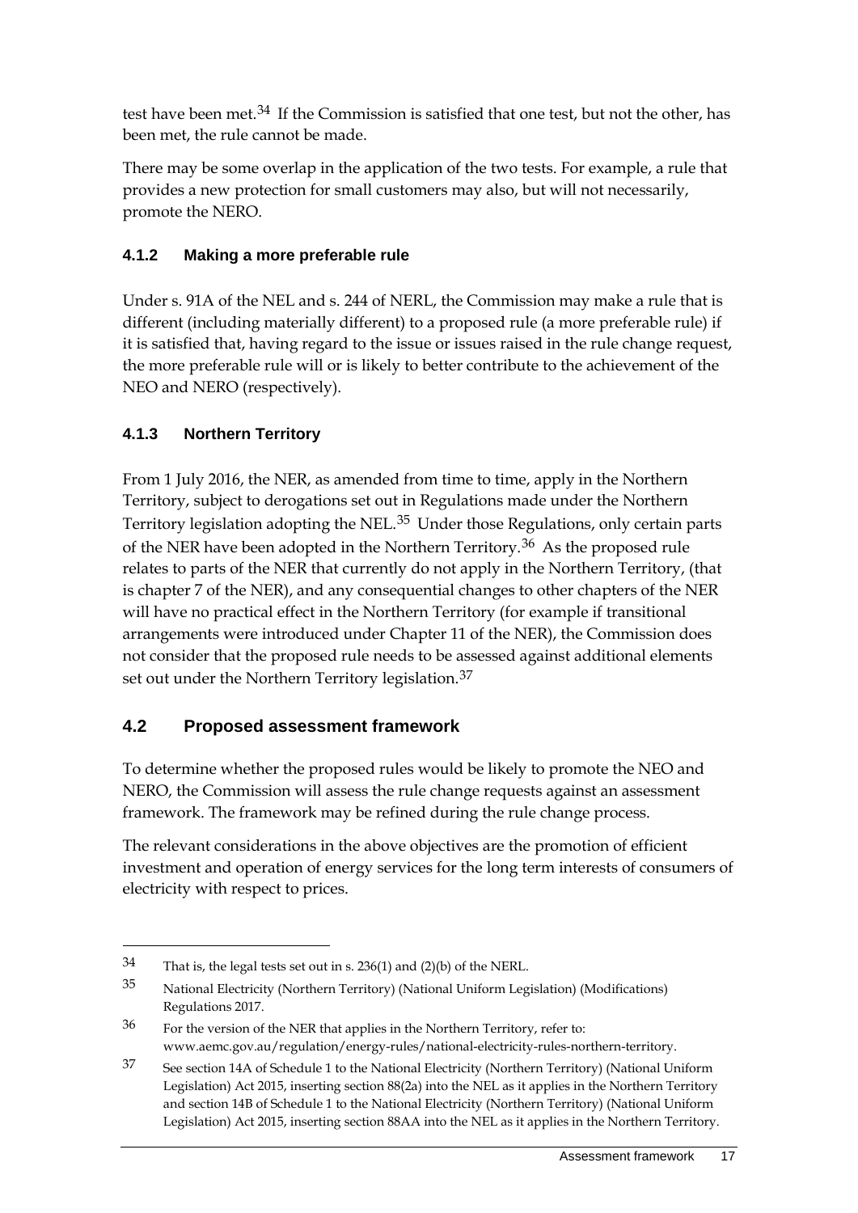test have been met.[34] If the Commission is satisfied that one test, but not the other, has been met, the rule cannot be made.

There may be some overlap in the application of the two tests. For example, a rule that provides a new protection for small customers may also, but will not necessarily, promote the NERO.

### 4.1.2 Making a more preferable rule

Under s. 91A of the NEL and s. 244 of NERL, the Commission may make a rule that is different (including materially different) to a proposed rule (a more preferable rule) if it is satisfied that, having regard to the issue or issues raised in the rule change request, the more preferable rule will or is likely to better contribute to the achievement of the NEO and NERO (respectively).

### 4.1.3 Northern Territory

From 1 July 2016, the NER, as amended from time to time, apply in the Northern Territory, subject to derogations set out in Regulations made under the Northern Territory legislation adopting the NEL.[35] Under those Regulations, only certain parts of the NER have been adopted in the Northern Territory.[36] As the proposed rule relates to parts of the NER that currently do not apply in the Northern Territory, (that is chapter 7 of the NER), and any consequential changes to other chapters of the NER will have no practical effect in the Northern Territory (for example if transitional arrangements were introduced under Chapter 11 of the NER), the Commission does not consider that the proposed rule needs to be assessed against additional elements set out under the Northern Territory legislation.[37]

## 4.2 Proposed assessment framework

To determine whether the proposed rules would be likely to promote the NEO and NERO, the Commission will assess the rule change requests against an assessment framework. The framework may be refined during the rule change process.

The relevant considerations in the above objectives are the promotion of efficient investment and operation of energy services for the long term interests of consumers of electricity with respect to prices.

---

34 That is, the legal tests set out in s. 236(1) and (2)(b) of the NERL.

35 National Electricity (Northern Territory) (National Uniform Legislation) (Modifications) Regulations 2017.

36 For the version of the NER that applies in the Northern Territory, refer to: www.aemc.gov.au/regulation/energy-rules/national-electricity-rules-northern-territory.

37 See section 14A of Schedule 1 to the National Electricity (Northern Territory) (National Uniform Legislation) Act 2015, inserting section 88(2a) into the NEL as it applies in the Northern Territory and section 14B of Schedule 1 to the National Electricity (Northern Territory) (National Uniform Legislation) Act 2015, inserting section 88AA into the NEL as it applies in the Northern Territory.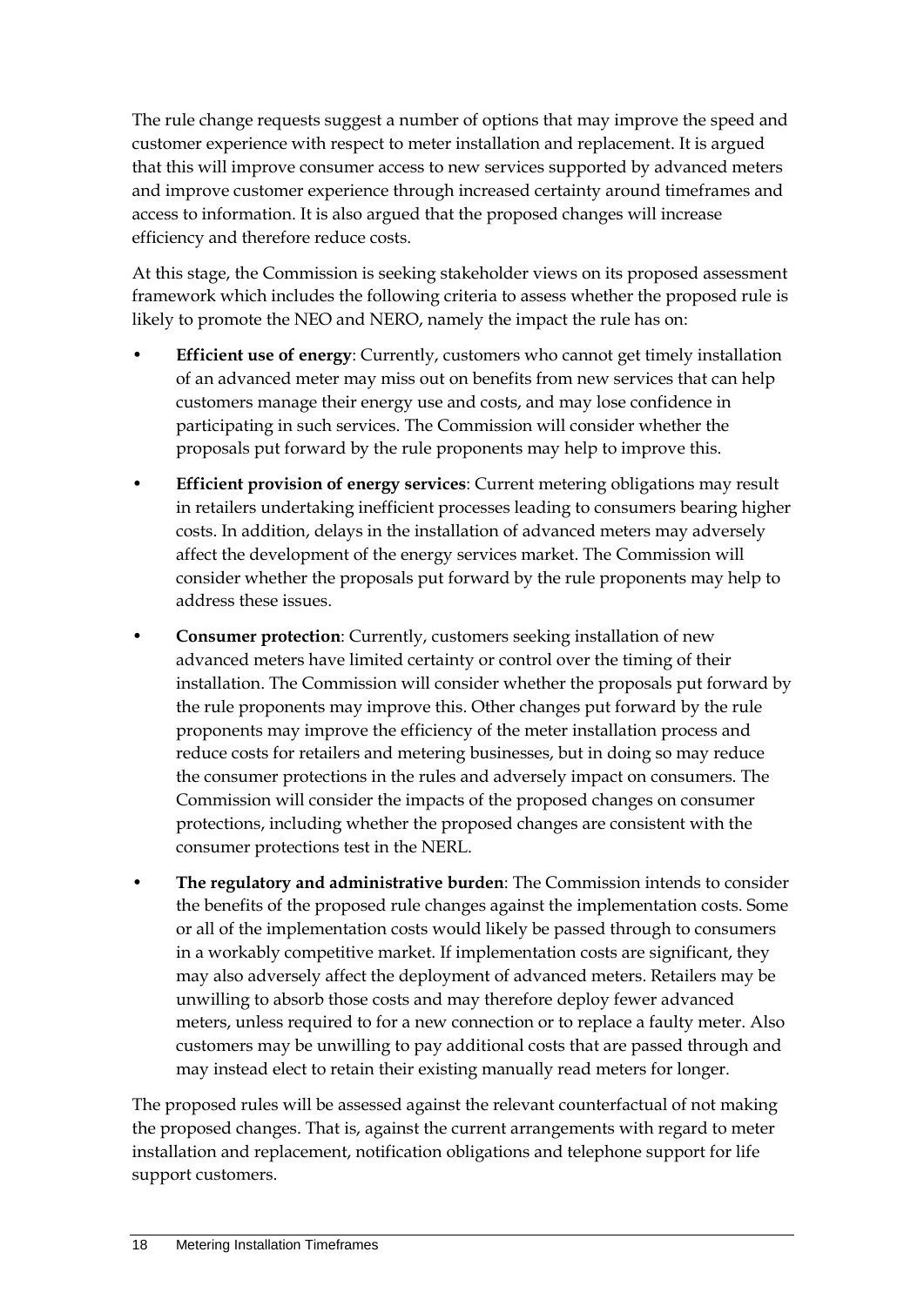The rule change requests suggest a number of options that may improve the speed and customer experience with respect to meter installation and replacement. It is argued that this will improve consumer access to new services supported by advanced meters and improve customer experience through increased certainty around timeframes and access to information. It is also argued that the proposed changes will increase efficiency and therefore reduce costs.

At this stage, the Commission is seeking stakeholder views on its proposed assessment framework which includes the following criteria to assess whether the proposed rule is likely to promote the NEO and NERO, namely the impact the rule has on:

- **Efficient use of energy**: Currently, customers who cannot get timely installation of an advanced meter may miss out on benefits from new services that can help customers manage their energy use and costs, and may lose confidence in participating in such services. The Commission will consider whether the proposals put forward by the rule proponents may help to improve this.
- **Efficient provision of energy services**: Current metering obligations may result in retailers undertaking inefficient processes leading to consumers bearing higher costs. In addition, delays in the installation of advanced meters may adversely affect the development of the energy services market. The Commission will consider whether the proposals put forward by the rule proponents may help to address these issues.
- **Consumer protection**: Currently, customers seeking installation of new advanced meters have limited certainty or control over the timing of their installation. The Commission will consider whether the proposals put forward by the rule proponents may improve this. Other changes put forward by the rule proponents may improve the efficiency of the meter installation process and reduce costs for retailers and metering businesses, but in doing so may reduce the consumer protections in the rules and adversely impact on consumers. The Commission will consider the impacts of the proposed changes on consumer protections, including whether the proposed changes are consistent with the consumer protections test in the NERL.
- **The regulatory and administrative burden**: The Commission intends to consider the benefits of the proposed rule changes against the implementation costs. Some or all of the implementation costs would likely be passed through to consumers in a workably competitive market. If implementation costs are significant, they may also adversely affect the deployment of advanced meters. Retailers may be unwilling to absorb those costs and may therefore deploy fewer advanced meters, unless required to for a new connection or to replace a faulty meter. Also customers may be unwilling to pay additional costs that are passed through and may instead elect to retain their existing manually read meters for longer.

The proposed rules will be assessed against the relevant counterfactual of not making the proposed changes. That is, against the current arrangements with regard to meter installation and replacement, notification obligations and telephone support for life support customers.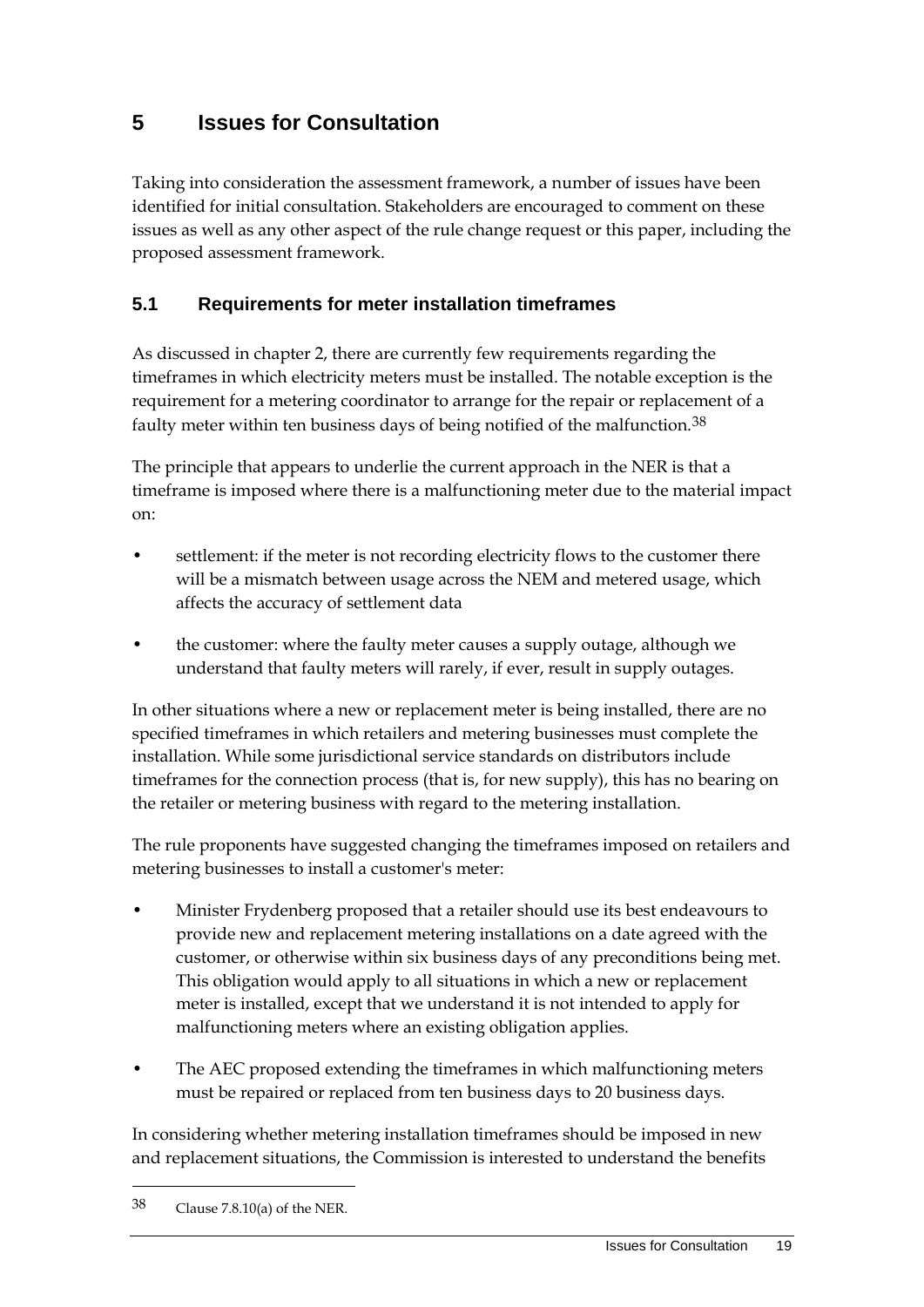# 5 Issues for Consultation

Taking into consideration the assessment framework, a number of issues have been identified for initial consultation. Stakeholders are encouraged to comment on these issues as well as any other aspect of the rule change request or this paper, including the proposed assessment framework.

## 5.1 Requirements for meter installation timeframes

As discussed in chapter 2, there are currently few requirements regarding the timeframes in which electricity meters must be installed. The notable exception is the requirement for a metering coordinator to arrange for the repair or replacement of a faulty meter within ten business days of being notified of the malfunction.[38]

The principle that appears to underlie the current approach in the NER is that a timeframe is imposed where there is a malfunctioning meter due to the material impact on:

- settlement: if the meter is not recording electricity flows to the customer there will be a mismatch between usage across the NEM and metered usage, which affects the accuracy of settlement data
- the customer: where the faulty meter causes a supply outage, although we understand that faulty meters will rarely, if ever, result in supply outages.

In other situations where a new or replacement meter is being installed, there are no specified timeframes in which retailers and metering businesses must complete the installation. While some jurisdictional service standards on distributors include timeframes for the connection process (that is, for new supply), this has no bearing on the retailer or metering business with regard to the metering installation.

The rule proponents have suggested changing the timeframes imposed on retailers and metering businesses to install a customer's meter:

- Minister Frydenberg proposed that a retailer should use its best endeavours to provide new and replacement metering installations on a date agreed with the customer, or otherwise within six business days of any preconditions being met. This obligation would apply to all situations in which a new or replacement meter is installed, except that we understand it is not intended to apply for malfunctioning meters where an existing obligation applies.
- The AEC proposed extending the timeframes in which malfunctioning meters must be repaired or replaced from ten business days to 20 business days.

In considering whether metering installation timeframes should be imposed in new and replacement situations, the Commission is interested to understand the benefits

[38] Clause 7.8.10(a) of the NER.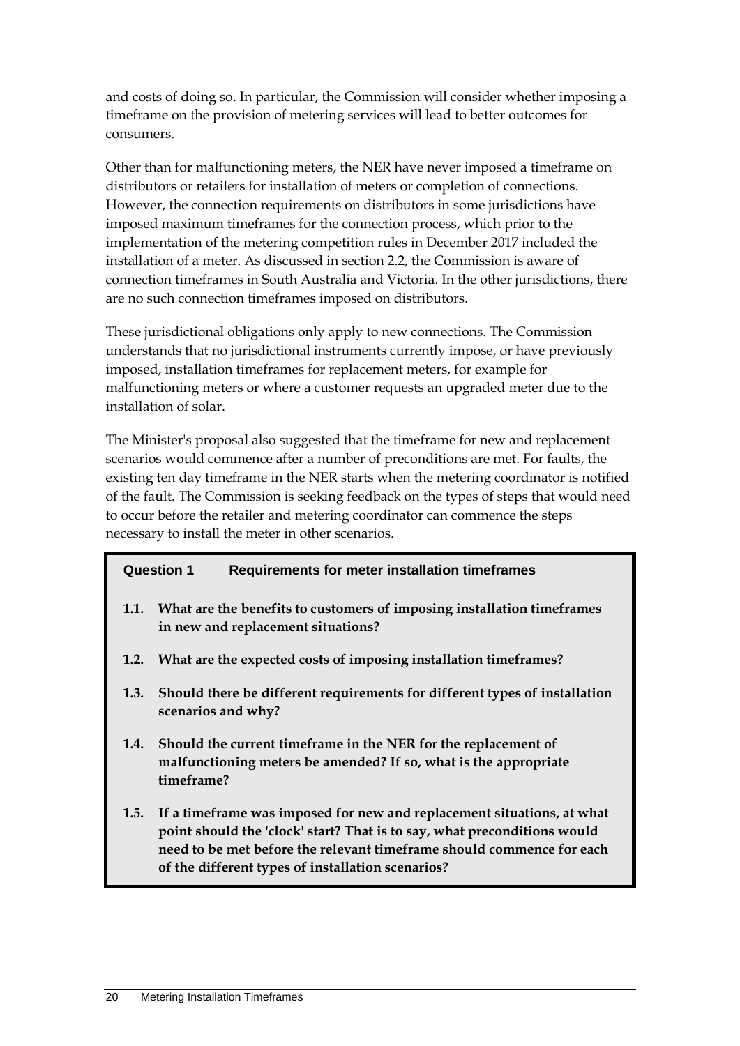and costs of doing so. In particular, the Commission will consider whether imposing a timeframe on the provision of metering services will lead to better outcomes for consumers.

Other than for malfunctioning meters, the NER have never imposed a timeframe on distributors or retailers for installation of meters or completion of connections. However, the connection requirements on distributors in some jurisdictions have imposed maximum timeframes for the connection process, which prior to the implementation of the metering competition rules in December 2017 included the installation of a meter. As discussed in section 2.2, the Commission is aware of connection timeframes in South Australia and Victoria. In the other jurisdictions, there are no such connection timeframes imposed on distributors.

These jurisdictional obligations only apply to new connections. The Commission understands that no jurisdictional instruments currently impose, or have previously imposed, installation timeframes for replacement meters, for example for malfunctioning meters or where a customer requests an upgraded meter due to the installation of solar.

The Minister's proposal also suggested that the timeframe for new and replacement scenarios would commence after a number of preconditions are met. For faults, the existing ten day timeframe in the NER starts when the metering coordinator is notified of the fault. The Commission is seeking feedback on the types of steps that would need to occur before the retailer and metering coordinator can commence the steps necessary to install the meter in other scenarios.

**Question 1 Requirements for meter installation timeframes**

**1.1. What are the benefits to customers of imposing installation timeframes in new and replacement situations?**

**1.2. What are the expected costs of imposing installation timeframes?**

**1.3. Should there be different requirements for different types of installation scenarios and why?**

**1.4. Should the current timeframe in the NER for the replacement of malfunctioning meters be amended? If so, what is the appropriate timeframe?**

**1.5. If a timeframe was imposed for new and replacement situations, at what point should the 'clock' start? That is to say, what preconditions would need to be met before the relevant timeframe should commence for each of the different types of installation scenarios?**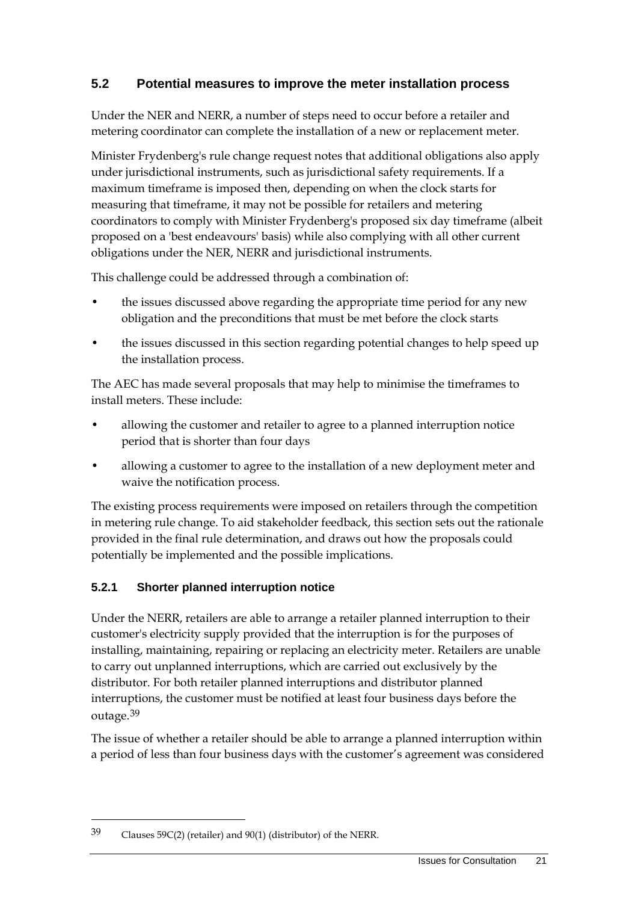## 5.2 Potential measures to improve the meter installation process

Under the NER and NERR, a number of steps need to occur before a retailer and metering coordinator can complete the installation of a new or replacement meter.

Minister Frydenberg's rule change request notes that additional obligations also apply under jurisdictional instruments, such as jurisdictional safety requirements. If a maximum timeframe is imposed then, depending on when the clock starts for measuring that timeframe, it may not be possible for retailers and metering coordinators to comply with Minister Frydenberg's proposed six day timeframe (albeit proposed on a 'best endeavours' basis) while also complying with all other current obligations under the NER, NERR and jurisdictional instruments.

This challenge could be addressed through a combination of:

- the issues discussed above regarding the appropriate time period for any new obligation and the preconditions that must be met before the clock starts
- the issues discussed in this section regarding potential changes to help speed up the installation process.

The AEC has made several proposals that may help to minimise the timeframes to install meters. These include:

- allowing the customer and retailer to agree to a planned interruption notice period that is shorter than four days
- allowing a customer to agree to the installation of a new deployment meter and waive the notification process.

The existing process requirements were imposed on retailers through the competition in metering rule change. To aid stakeholder feedback, this section sets out the rationale provided in the final rule determination, and draws out how the proposals could potentially be implemented and the possible implications.

### 5.2.1 Shorter planned interruption notice

Under the NERR, retailers are able to arrange a retailer planned interruption to their customer's electricity supply provided that the interruption is for the purposes of installing, maintaining, repairing or replacing an electricity meter. Retailers are unable to carry out unplanned interruptions, which are carried out exclusively by the distributor. For both retailer planned interruptions and distributor planned interruptions, the customer must be notified at least four business days before the outage.[39]

The issue of whether a retailer should be able to arrange a planned interruption within a period of less than four business days with the customer's agreement was considered

---

39 Clauses 59C(2) (retailer) and 90(1) (distributor) of the NERR.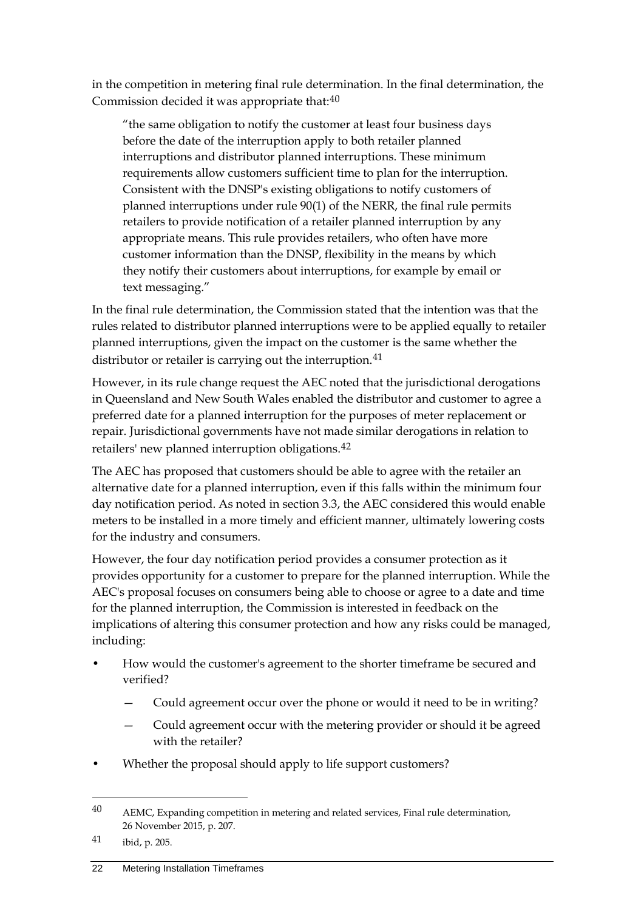in the competition in metering final rule determination. In the final determination, the Commission decided it was appropriate that:[40]

> "the same obligation to notify the customer at least four business days before the date of the interruption apply to both retailer planned interruptions and distributor planned interruptions. These minimum requirements allow customers sufficient time to plan for the interruption. Consistent with the DNSP's existing obligations to notify customers of planned interruptions under rule 90(1) of the NERR, the final rule permits retailers to provide notification of a retailer planned interruption by any appropriate means. This rule provides retailers, who often have more customer information than the DNSP, flexibility in the means by which they notify their customers about interruptions, for example by email or text messaging."

In the final rule determination, the Commission stated that the intention was that the rules related to distributor planned interruptions were to be applied equally to retailer planned interruptions, given the impact on the customer is the same whether the distributor or retailer is carrying out the interruption.[41]

However, in its rule change request the AEC noted that the jurisdictional derogations in Queensland and New South Wales enabled the distributor and customer to agree a preferred date for a planned interruption for the purposes of meter replacement or repair. Jurisdictional governments have not made similar derogations in relation to retailers' new planned interruption obligations.[42]

The AEC has proposed that customers should be able to agree with the retailer an alternative date for a planned interruption, even if this falls within the minimum four day notification period. As noted in section 3.3, the AEC considered this would enable meters to be installed in a more timely and efficient manner, ultimately lowering costs for the industry and consumers.

However, the four day notification period provides a consumer protection as it provides opportunity for a customer to prepare for the planned interruption. While the AEC's proposal focuses on consumers being able to choose or agree to a date and time for the planned interruption, the Commission is interested in feedback on the implications of altering this consumer protection and how any risks could be managed, including:

- How would the customer's agreement to the shorter timeframe be secured and verified?
  - Could agreement occur over the phone or would it need to be in writing?
  - Could agreement occur with the metering provider or should it be agreed with the retailer?
- Whether the proposal should apply to life support customers?

---

40 AEMC, Expanding competition in metering and related services, Final rule determination, 26 November 2015, p. 207.

41 ibid, p. 205.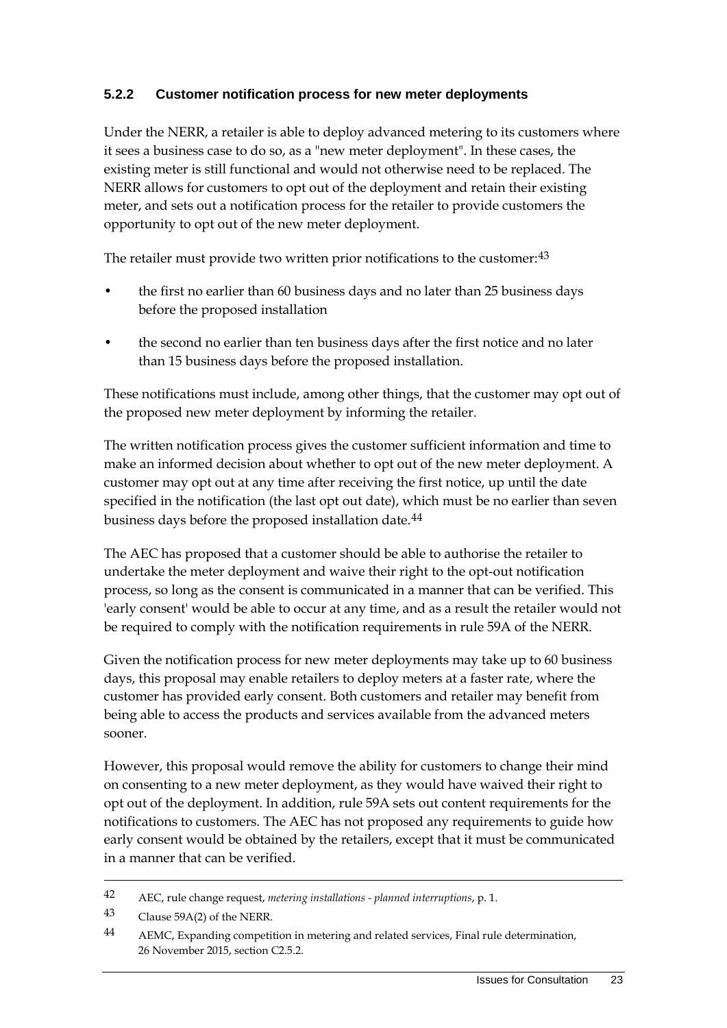### 5.2.2 Customer notification process for new meter deployments

Under the NERR, a retailer is able to deploy advanced metering to its customers where it sees a business case to do so, as a "new meter deployment". In these cases, the existing meter is still functional and would not otherwise need to be replaced. The NERR allows for customers to opt out of the deployment and retain their existing meter, and sets out a notification process for the retailer to provide customers the opportunity to opt out of the new meter deployment.

The retailer must provide two written prior notifications to the customer:[43]

- the first no earlier than 60 business days and no later than 25 business days before the proposed installation
- the second no earlier than ten business days after the first notice and no later than 15 business days before the proposed installation.

These notifications must include, among other things, that the customer may opt out of the proposed new meter deployment by informing the retailer.

The written notification process gives the customer sufficient information and time to make an informed decision about whether to opt out of the new meter deployment. A customer may opt out at any time after receiving the first notice, up until the date specified in the notification (the last opt out date), which must be no earlier than seven business days before the proposed installation date.[44]

The AEC has proposed that a customer should be able to authorise the retailer to undertake the meter deployment and waive their right to the opt-out notification process, so long as the consent is communicated in a manner that can be verified. This 'early consent' would be able to occur at any time, and as a result the retailer would not be required to comply with the notification requirements in rule 59A of the NERR.

Given the notification process for new meter deployments may take up to 60 business days, this proposal may enable retailers to deploy meters at a faster rate, where the customer has provided early consent. Both customers and retailer may benefit from being able to access the products and services available from the advanced meters sooner.

However, this proposal would remove the ability for customers to change their mind on consenting to a new meter deployment, as they would have waived their right to opt out of the deployment. In addition, rule 59A sets out content requirements for the notifications to customers. The AEC has not proposed any requirements to guide how early consent would be obtained by the retailers, except that it must be communicated in a manner that can be verified.

---

42 AEC, rule change request, *metering installations - planned interruptions*, p. 1.

43 Clause 59A(2) of the NERR.

44 AEMC, Expanding competition in metering and related services, Final rule determination, 26 November 2015, section C2.5.2.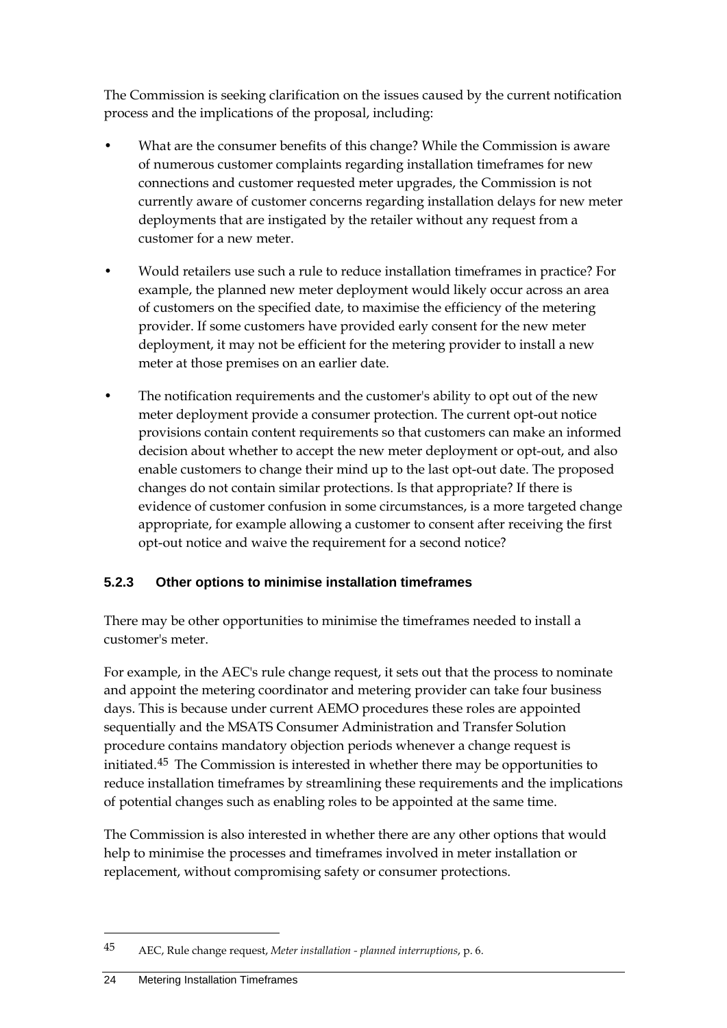The Commission is seeking clarification on the issues caused by the current notification process and the implications of the proposal, including:

- What are the consumer benefits of this change? While the Commission is aware of numerous customer complaints regarding installation timeframes for new connections and customer requested meter upgrades, the Commission is not currently aware of customer concerns regarding installation delays for new meter deployments that are instigated by the retailer without any request from a customer for a new meter.
- Would retailers use such a rule to reduce installation timeframes in practice? For example, the planned new meter deployment would likely occur across an area of customers on the specified date, to maximise the efficiency of the metering provider. If some customers have provided early consent for the new meter deployment, it may not be efficient for the metering provider to install a new meter at those premises on an earlier date.
- The notification requirements and the customer's ability to opt out of the new meter deployment provide a consumer protection. The current opt-out notice provisions contain content requirements so that customers can make an informed decision about whether to accept the new meter deployment or opt-out, and also enable customers to change their mind up to the last opt-out date. The proposed changes do not contain similar protections. Is that appropriate? If there is evidence of customer confusion in some circumstances, is a more targeted change appropriate, for example allowing a customer to consent after receiving the first opt-out notice and waive the requirement for a second notice?

### 5.2.3 Other options to minimise installation timeframes

There may be other opportunities to minimise the timeframes needed to install a customer's meter.

For example, in the AEC's rule change request, it sets out that the process to nominate and appoint the metering coordinator and metering provider can take four business days. This is because under current AEMO procedures these roles are appointed sequentially and the MSATS Consumer Administration and Transfer Solution procedure contains mandatory objection periods whenever a change request is initiated.[45] The Commission is interested in whether there may be opportunities to reduce installation timeframes by streamlining these requirements and the implications of potential changes such as enabling roles to be appointed at the same time.

The Commission is also interested in whether there are any other options that would help to minimise the processes and timeframes involved in meter installation or replacement, without compromising safety or consumer protections.

---

45 AEC, Rule change request, *Meter installation - planned interruptions*, p. 6.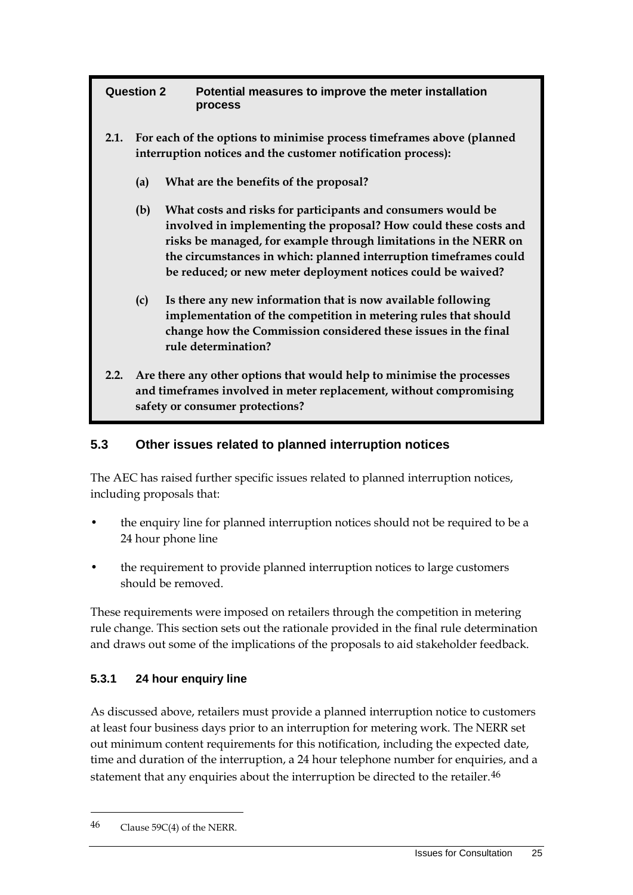**Question 2 Potential measures to improve the meter installation process**

**2.1. For each of the options to minimise process timeframes above (planned interruption notices and the customer notification process):**

**(a) What are the benefits of the proposal?**

**(b) What costs and risks for participants and consumers would be involved in implementing the proposal? How could these costs and risks be managed, for example through limitations in the NERR on the circumstances in which: planned interruption timeframes could be reduced; or new meter deployment notices could be waived?**

**(c) Is there any new information that is now available following implementation of the competition in metering rules that should change how the Commission considered these issues in the final rule determination?**

**2.2. Are there any other options that would help to minimise the processes and timeframes involved in meter replacement, without compromising safety or consumer protections?**

## 5.3 Other issues related to planned interruption notices

The AEC has raised further specific issues related to planned interruption notices, including proposals that:

- the enquiry line for planned interruption notices should not be required to be a 24 hour phone line
- the requirement to provide planned interruption notices to large customers should be removed.

These requirements were imposed on retailers through the competition in metering rule change. This section sets out the rationale provided in the final rule determination and draws out some of the implications of the proposals to aid stakeholder feedback.

### 5.3.1 24 hour enquiry line

As discussed above, retailers must provide a planned interruption notice to customers at least four business days prior to an interruption for metering work. The NERR set out minimum content requirements for this notification, including the expected date, time and duration of the interruption, a 24 hour telephone number for enquiries, and a statement that any enquiries about the interruption be directed to the retailer.[46]

---

[46] Clause 59C(4) of the NERR.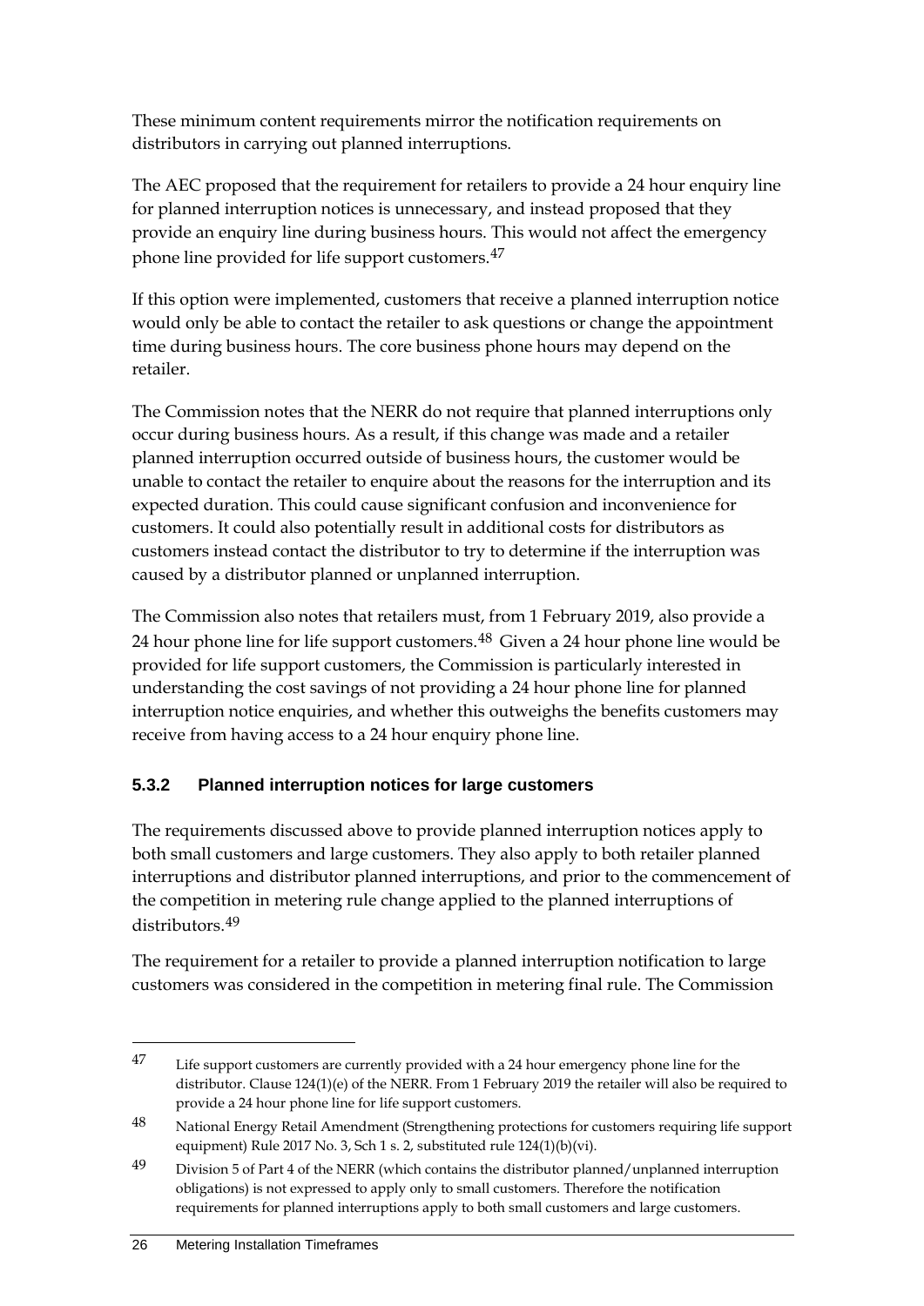These minimum content requirements mirror the notification requirements on distributors in carrying out planned interruptions.

The AEC proposed that the requirement for retailers to provide a 24 hour enquiry line for planned interruption notices is unnecessary, and instead proposed that they provide an enquiry line during business hours. This would not affect the emergency phone line provided for life support customers.[47]

If this option were implemented, customers that receive a planned interruption notice would only be able to contact the retailer to ask questions or change the appointment time during business hours. The core business phone hours may depend on the retailer.

The Commission notes that the NERR do not require that planned interruptions only occur during business hours. As a result, if this change was made and a retailer planned interruption occurred outside of business hours, the customer would be unable to contact the retailer to enquire about the reasons for the interruption and its expected duration. This could cause significant confusion and inconvenience for customers. It could also potentially result in additional costs for distributors as customers instead contact the distributor to try to determine if the interruption was caused by a distributor planned or unplanned interruption.

The Commission also notes that retailers must, from 1 February 2019, also provide a 24 hour phone line for life support customers.[48] Given a 24 hour phone line would be provided for life support customers, the Commission is particularly interested in understanding the cost savings of not providing a 24 hour phone line for planned interruption notice enquiries, and whether this outweighs the benefits customers may receive from having access to a 24 hour enquiry phone line.

### 5.3.2 Planned interruption notices for large customers

The requirements discussed above to provide planned interruption notices apply to both small customers and large customers. They also apply to both retailer planned interruptions and distributor planned interruptions, and prior to the commencement of the competition in metering rule change applied to the planned interruptions of distributors.[49]

The requirement for a retailer to provide a planned interruption notification to large customers was considered in the competition in metering final rule. The Commission

---

[47] Life support customers are currently provided with a 24 hour emergency phone line for the distributor. Clause 124(1)(e) of the NERR. From 1 February 2019 the retailer will also be required to provide a 24 hour phone line for life support customers.

[48] National Energy Retail Amendment (Strengthening protections for customers requiring life support equipment) Rule 2017 No. 3, Sch 1 s. 2, substituted rule 124(1)(b)(vi).

[49] Division 5 of Part 4 of the NERR (which contains the distributor planned/unplanned interruption obligations) is not expressed to apply only to small customers. Therefore the notification requirements for planned interruptions apply to both small customers and large customers.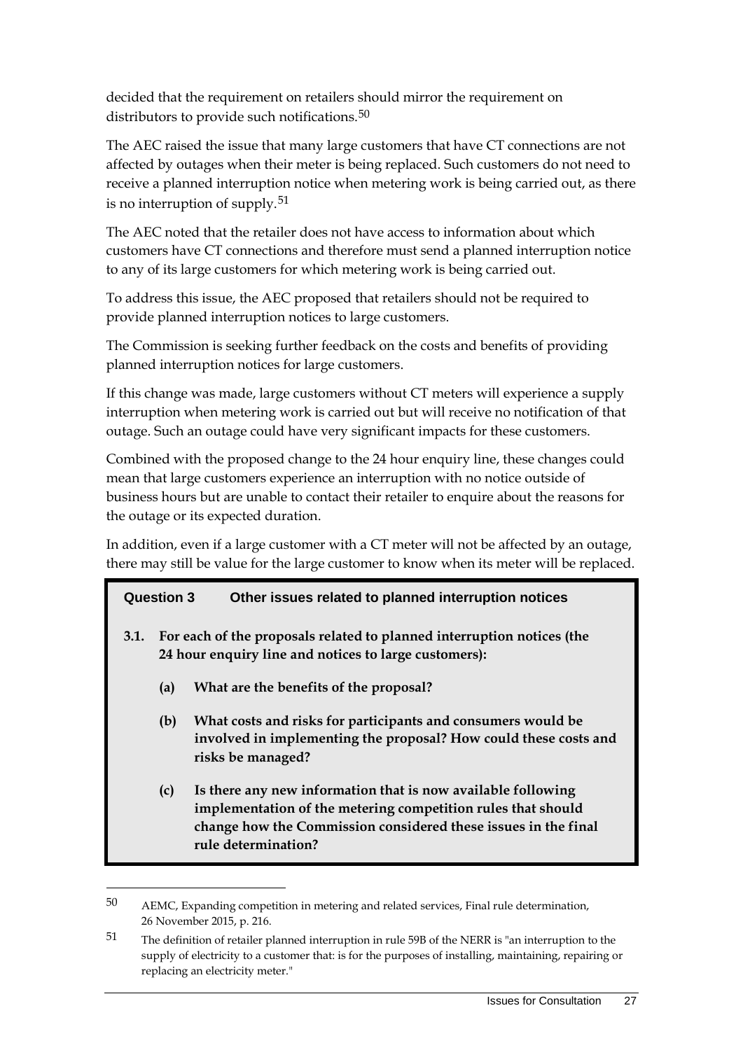decided that the requirement on retailers should mirror the requirement on distributors to provide such notifications.[50]

The AEC raised the issue that many large customers that have CT connections are not affected by outages when their meter is being replaced. Such customers do not need to receive a planned interruption notice when metering work is being carried out, as there is no interruption of supply.[51]

The AEC noted that the retailer does not have access to information about which customers have CT connections and therefore must send a planned interruption notice to any of its large customers for which metering work is being carried out.

To address this issue, the AEC proposed that retailers should not be required to provide planned interruption notices to large customers.

The Commission is seeking further feedback on the costs and benefits of providing planned interruption notices for large customers.

If this change was made, large customers without CT meters will experience a supply interruption when metering work is carried out but will receive no notification of that outage. Such an outage could have very significant impacts for these customers.

Combined with the proposed change to the 24 hour enquiry line, these changes could mean that large customers experience an interruption with no notice outside of business hours but are unable to contact their retailer to enquire about the reasons for the outage or its expected duration.

In addition, even if a large customer with a CT meter will not be affected by an outage, there may still be value for the large customer to know when its meter will be replaced.

**Question 3 Other issues related to planned interruption notices**

**3.1. For each of the proposals related to planned interruption notices (the 24 hour enquiry line and notices to large customers):**

**(a) What are the benefits of the proposal?**

**(b) What costs and risks for participants and consumers would be involved in implementing the proposal? How could these costs and risks be managed?**

**(c) Is there any new information that is now available following implementation of the metering competition rules that should change how the Commission considered these issues in the final rule determination?**

---

50 AEMC, Expanding competition in metering and related services, Final rule determination, 26 November 2015, p. 216.

51 The definition of retailer planned interruption in rule 59B of the NERR is "an interruption to the supply of electricity to a customer that: is for the purposes of installing, maintaining, repairing or replacing an electricity meter."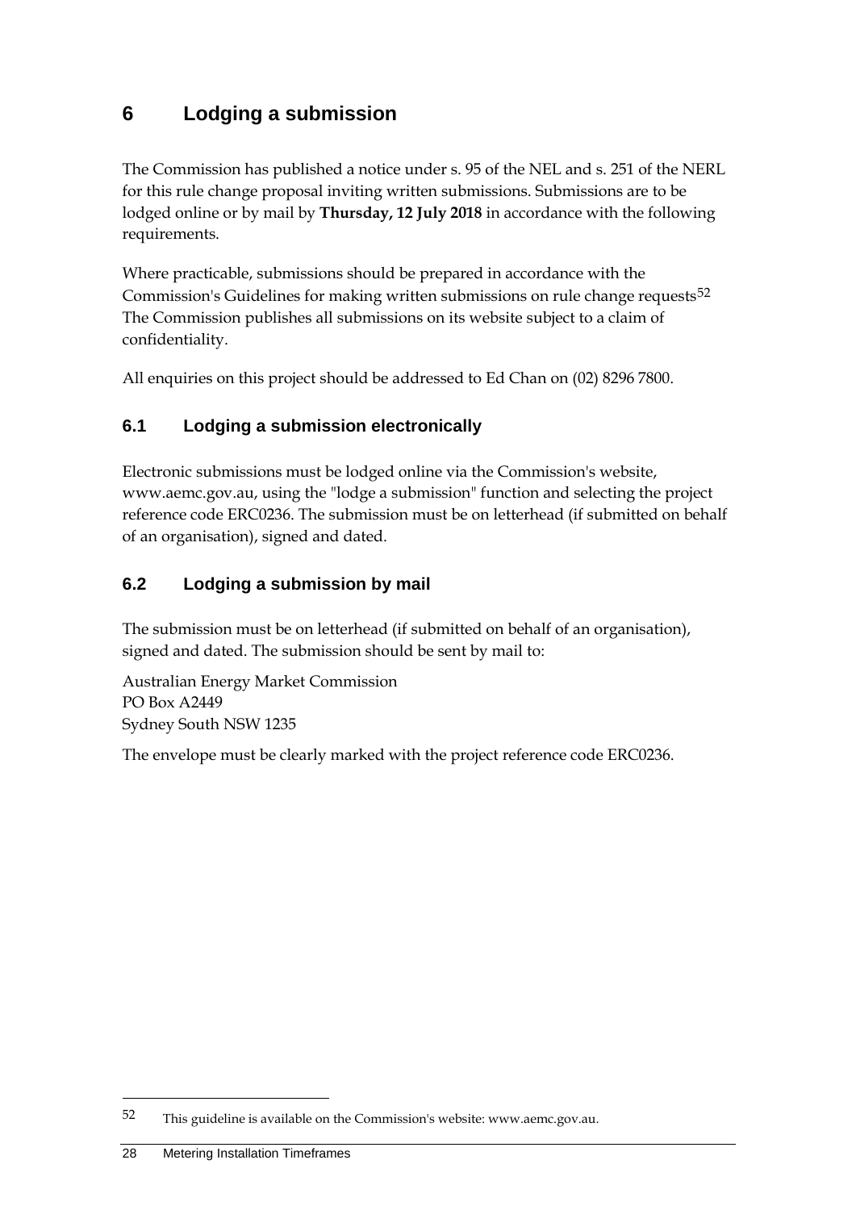# 6 Lodging a submission

The Commission has published a notice under s. 95 of the NEL and s. 251 of the NERL for this rule change proposal inviting written submissions. Submissions are to be lodged online or by mail by **Thursday, 12 July 2018** in accordance with the following requirements.

Where practicable, submissions should be prepared in accordance with the Commission's Guidelines for making written submissions on rule change requests[52] The Commission publishes all submissions on its website subject to a claim of confidentiality.

All enquiries on this project should be addressed to Ed Chan on (02) 8296 7800.

## 6.1 Lodging a submission electronically

Electronic submissions must be lodged online via the Commission's website, www.aemc.gov.au, using the "lodge a submission" function and selecting the project reference code ERC0236. The submission must be on letterhead (if submitted on behalf of an organisation), signed and dated.

## 6.2 Lodging a submission by mail

The submission must be on letterhead (if submitted on behalf of an organisation), signed and dated. The submission should be sent by mail to:

Australian Energy Market Commission
PO Box A2449
Sydney South NSW 1235

The envelope must be clearly marked with the project reference code ERC0236.

---

52 This guideline is available on the Commission's website: www.aemc.gov.au.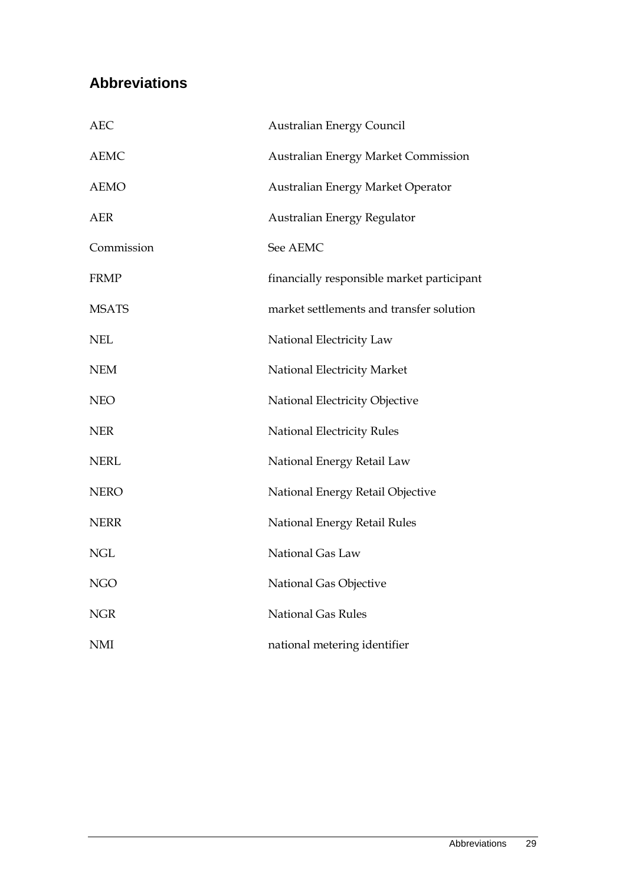## Abbreviations

| | |
|---|---|
| AEC | Australian Energy Council |
| AEMC | Australian Energy Market Commission |
| AEMO | Australian Energy Market Operator |
| AER | Australian Energy Regulator |
| Commission | See AEMC |
| FRMP | financially responsible market participant |
| MSATS | market settlements and transfer solution |
| NEL | National Electricity Law |
| NEM | National Electricity Market |
| NEO | National Electricity Objective |
| NER | National Electricity Rules |
| NERL | National Energy Retail Law |
| NERO | National Energy Retail Objective |
| NERR | National Energy Retail Rules |
| NGL | National Gas Law |
| NGO | National Gas Objective |
| NGR | National Gas Rules |
| NMI | national metering identifier |